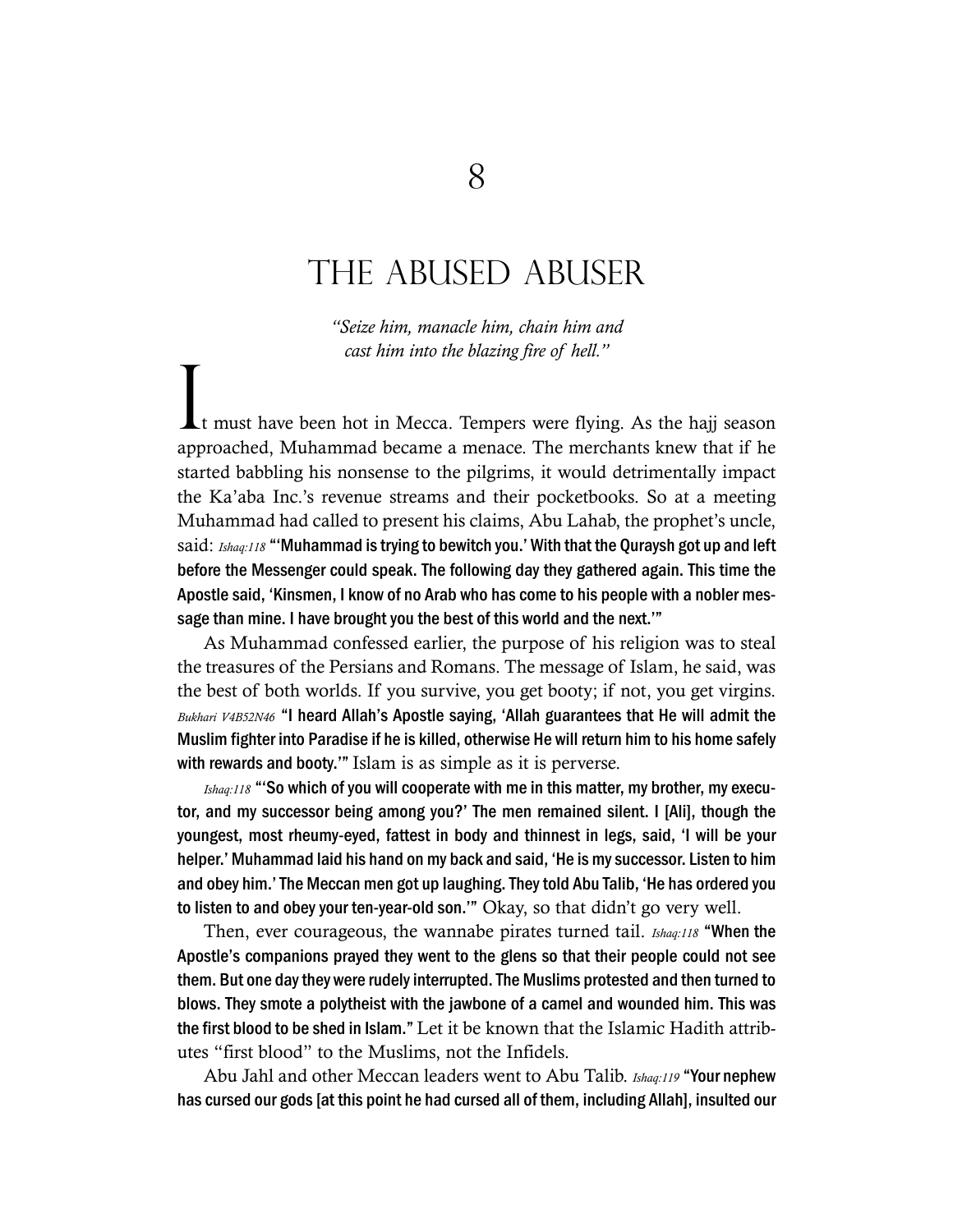# 8

# THE ABUSED ABUSER

*"Seize him, manacle him, chain him and cast him into the blazing fire of hell."*

It must have been hot in Mecca. Tempers were flying. As the hajj season approached, Muhammad became a menace. The merchants knew that if he started babbling his nonsense to the pilgrims, it would detrimentally impact the Ka'aba Inc.'s revenue streams and their pocketbooks. So at a meeting Muhammad had called to present his claims, Abu Lahab, the prophet's uncle, said: *Ishaq:118* **"'Muhammad is trying to bewitch you.' With that the Quraysh got up and left before the Messenger could speak. The following day they gathered again. This time the Apostle said, 'Kinsmen, I know of no Arab who has come to his people with a nobler message than mine. I have brought you the best of this world and the next.'"**

As Muhammad confessed earlier, the purpose of his religion was to steal the treasures of the Persians and Romans. The message of Islam, he said, was the best of both worlds. If you survive, you get booty; if not, you get virgins. *Bukhari V4B52N46* **"I heard Allah's Apostle saying, 'Allah guarantees that He will admit the Muslim fighter into Paradise if he is killed, otherwise He will return him to his home safely with rewards and booty.'"** Islam is as simple as it is perverse.

*Ishaq:118* **"'So which of you will cooperate with me in this matter, my brother, my executor, and my successor being among you?' The men remained silent. I [Ali], though the youngest, most rheumy-eyed, fattest in body and thinnest in legs, said, 'I will be your helper.' Muhammad laid his hand on my back and said, 'He is my successor. Listen to him and obey him.' The Meccan men got up laughing. They told Abu Talib, 'He has ordered you to listen to and obey your ten-year-old son.'"** Okay, so that didn't go very well.

Then, ever courageous, the wannabe pirates turned tail. *Ishaq:118* **"When the Apostle's companions prayed they went to the glens so that their people could not see them. But one day they were rudely interrupted. The Muslims protested and then turned to blows. They smote a polytheist with the jawbone of a camel and wounded him. This was the first blood to be shed in Islam."** Let it be known that the Islamic Hadith attributes "first blood" to the Muslims, not the Infidels.

Abu Jahl and other Meccan leaders went to Abu Talib. *Ishaq:119* **"Your nephew has cursed our gods [at this point he had cursed all of them, including Allah], insulted our**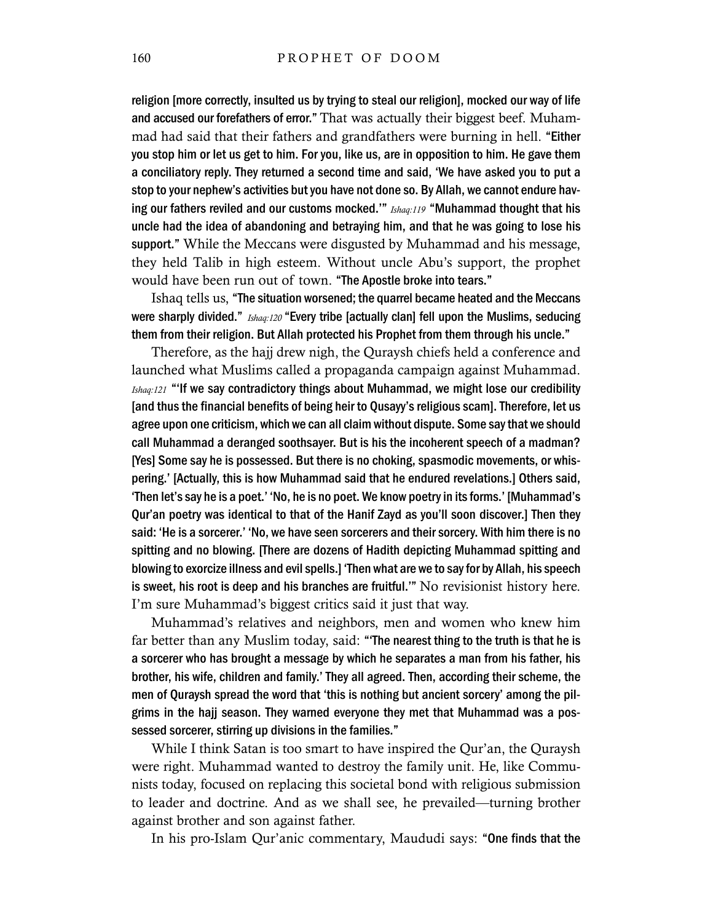religion [more correctly, insulted us by trying to steal our religion], mocked our way of life and accused our forefathers of error." That was actually their biggest beef. Muhammad had said that their fathers and grandfathers were burning in hell. "Either you stop him or let us get to him. For you, like us, are in opposition to him. He gave them a conciliatory reply. They returned a second time and said, 'We have asked you to put a stop to your nephew's activities but you have not done so. By Allah, we cannot endure having our fathers reviled and our customs mocked.'" *Ishaq:119* "Muhammad thought that his uncle had the idea of abandoning and betraying him, and that he was going to lose his support." While the Meccans were disgusted by Muhammad and his message, they held Talib in high esteem. Without uncle Abu's support, the prophet would have been run out of town. "The Apostle broke into tears."

Ishaq tells us, "The situation worsened; the quarrel became heated and the Meccans were sharply divided." *Ishaq:120* "Every tribe [actually clan] fell upon the Muslims, seducing them from their religion. But Allah protected his Prophet from them through his uncle."

Therefore, as the hajj drew nigh, the Quraysh chiefs held a conference and launched what Muslims called a propaganda campaign against Muhammad. *Ishaq:121* "'If we say contradictory things about Muhammad, we might lose our credibility [and thus the financial benefits of being heir to Qusayy's religious scam]. Therefore, let us agree upon one criticism, which we can all claim without dispute. Some say that we should call Muhammad a deranged soothsayer. But is his the incoherent speech of a madman? [Yes] Some say he is possessed. But there is no choking, spasmodic movements, or whispering.' [Actually, this is how Muhammad said that he endured revelations.] Others said, 'Then let's say he is a poet.' 'No, he is no poet. We know poetry in its forms.' [Muhammad's Qur'an poetry was identical to that of the Hanif Zayd as you'll soon discover.] Then they said: 'He is a sorcerer.' 'No, we have seen sorcerers and their sorcery. With him there is no spitting and no blowing. [There are dozens of Hadith depicting Muhammad spitting and blowing to exorcize illness and evil spells.] 'Then what are we to say for by Allah, his speech is sweet, his root is deep and his branches are fruitful.'" No revisionist history here. I'm sure Muhammad's biggest critics said it just that way.

Muhammad's relatives and neighbors, men and women who knew him far better than any Muslim today, said: "'The nearest thing to the truth is that he is a sorcerer who has brought a message by which he separates a man from his father, his brother, his wife, children and family.' They all agreed. Then, according their scheme, the men of Quraysh spread the word that 'this is nothing but ancient sorcery' among the pilgrims in the hajj season. They warned everyone they met that Muhammad was a possessed sorcerer, stirring up divisions in the families."

While I think Satan is too smart to have inspired the Qur'an, the Quraysh were right. Muhammad wanted to destroy the family unit. He, like Communists today, focused on replacing this societal bond with religious submission to leader and doctrine. And as we shall see, he prevailed—turning brother against brother and son against father.

In his pro-Islam Qur'anic commentary, Maududi says: "One finds that the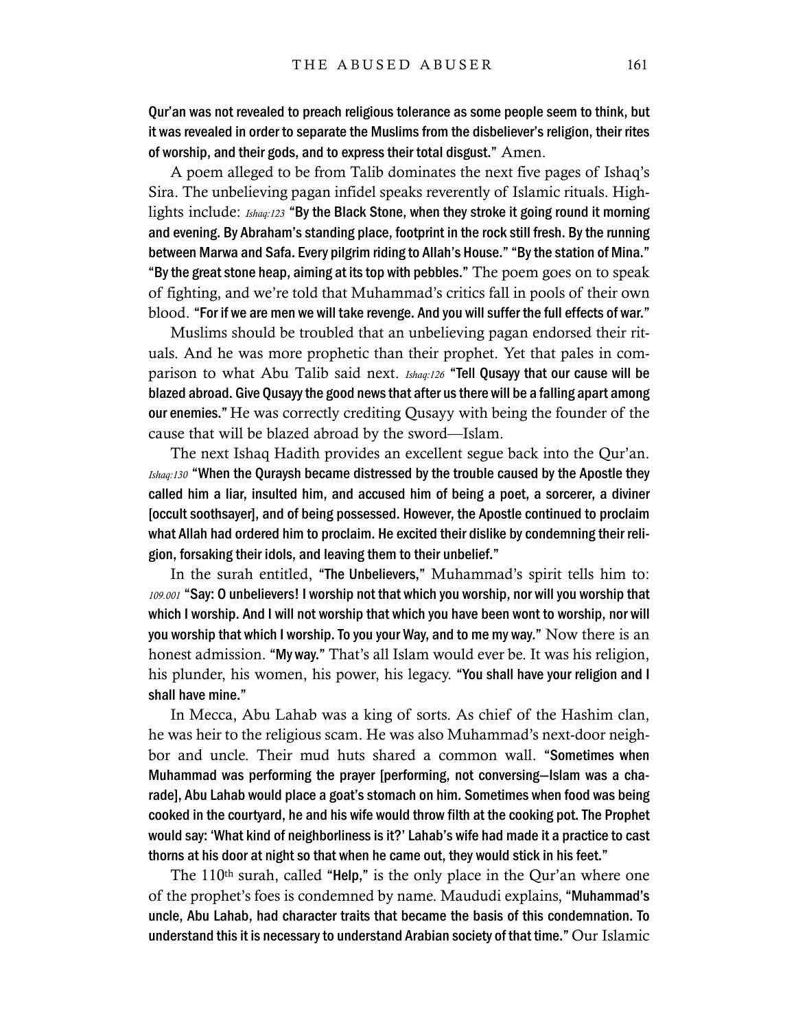Qur'an was not revealed to preach religious tolerance as some people seem to think, but it was revealed in order to separate the Muslims from the disbeliever's religion, their rites of worship, and their gods, and to express their total disgust." Amen.

A poem alleged to be from Talib dominates the next five pages of Ishaq's Sira. The unbelieving pagan infidel speaks reverently of Islamic rituals. Highlights include: *Ishaq:123* "By the Black Stone, when they stroke it going round it morning and evening. By Abraham's standing place, footprint in the rock still fresh. By the running between Marwa and Safa. Every pilgrim riding to Allah's House." "By the station of Mina." "By the great stone heap, aiming at its top with pebbles." The poem goes on to speak of fighting, and we're told that Muhammad's critics fall in pools of their own blood. "For if we are men we will take revenge. And you will suffer the full effects of war."

Muslims should be troubled that an unbelieving pagan endorsed their rituals. And he was more prophetic than their prophet. Yet that pales in comparison to what Abu Talib said next. *Ishaq:126* "Tell Qusayy that our cause will be blazed abroad. Give Qusayy the good news that after us there will be a falling apart among our enemies." He was correctly crediting Qusayy with being the founder of the cause that will be blazed abroad by the sword—Islam.

The next Ishaq Hadith provides an excellent segue back into the Qur'an. *Ishaq:130* "When the Quraysh became distressed by the trouble caused by the Apostle they called him a liar, insulted him, and accused him of being a poet, a sorcerer, a diviner [occult soothsayer], and of being possessed. However, the Apostle continued to proclaim what Allah had ordered him to proclaim. He excited their dislike by condemning their religion, forsaking their idols, and leaving them to their unbelief."

In the surah entitled, "The Unbelievers," Muhammad's spirit tells him to: *109.001* "Say: O unbelievers! I worship not that which you worship, nor will you worship that which I worship. And I will not worship that which you have been wont to worship, nor will you worship that which I worship. To you your Way, and to me my way." Now there is an honest admission. "My way." That's all Islam would ever be. It was his religion, his plunder, his women, his power, his legacy. "You shall have your religion and I shall have mine."

In Mecca, Abu Lahab was a king of sorts. As chief of the Hashim clan, he was heir to the religious scam. He was also Muhammad's next-door neighbor and uncle. Their mud huts shared a common wall. "Sometimes when Muhammad was performing the prayer [performing, not conversing—Islam was a charade], Abu Lahab would place a goat's stomach on him. Sometimes when food was being cooked in the courtyard, he and his wife would throw filth at the cooking pot. The Prophet would say: 'What kind of neighborliness is it?' Lahab's wife had made it a practice to cast thorns at his door at night so that when he came out, they would stick in his feet."

The 110th surah, called "Help," is the only place in the Qur'an where one of the prophet's foes is condemned by name. Maududi explains, "Muhammad's uncle, Abu Lahab, had character traits that became the basis of this condemnation. To understand this it is necessary to understand Arabian society of that time." Our Islamic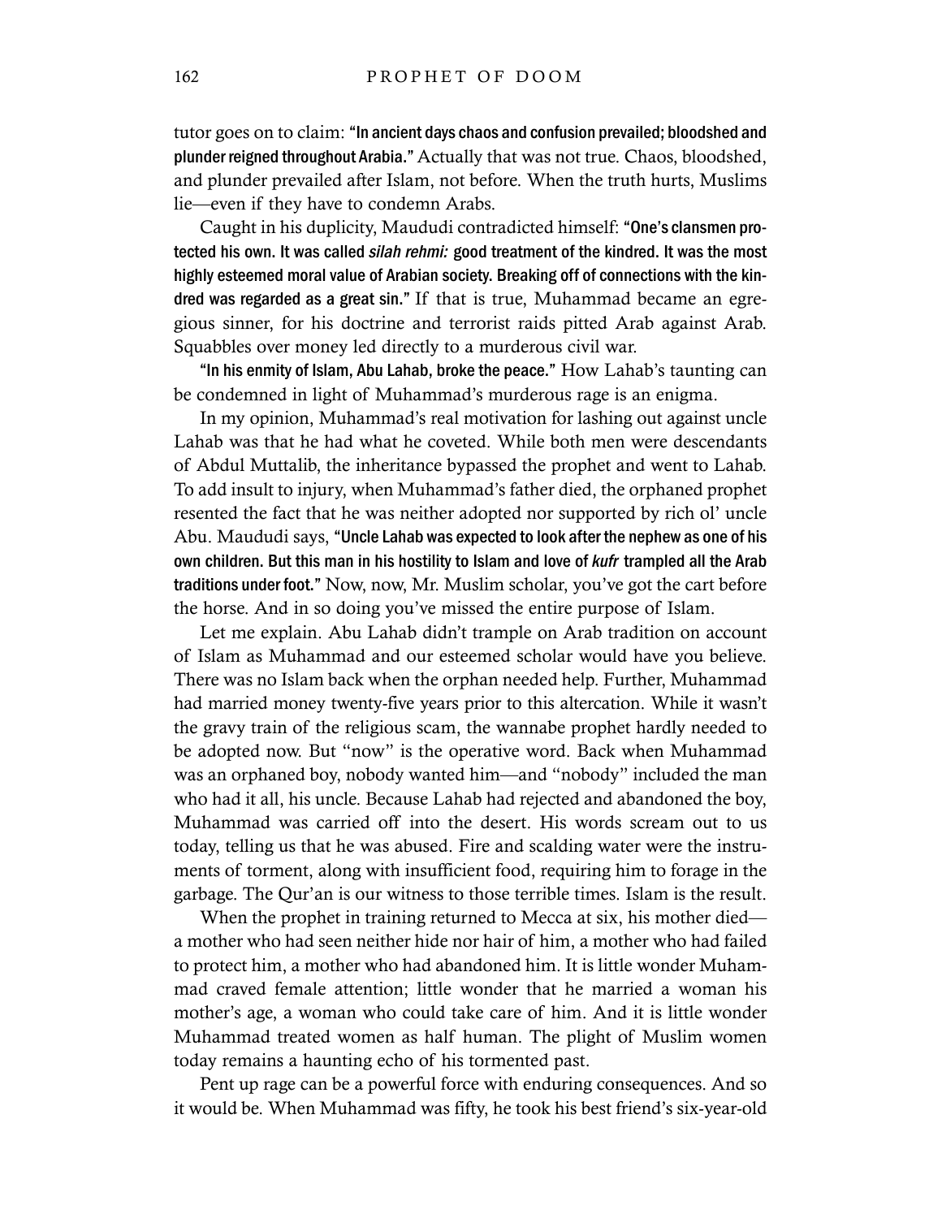tutor goes on to claim: **"In ancient days chaos and confusion prevailed; bloodshed and plunder reigned throughout Arabia."** Actually that was not true. Chaos, bloodshed, and plunder prevailed after Islam, not before. When the truth hurts, Muslims lie—even if they have to condemn Arabs.

Caught in his duplicity, Maududi contradicted himself: **"One's clansmen protected his own. It was called *silah rehmi:* good treatment of the kindred. It was the most highly esteemed moral value of Arabian society. Breaking off of connections with the kindred was regarded as a great sin."** If that is true, Muhammad became an egregious sinner, for his doctrine and terrorist raids pitted Arab against Arab. Squabbles over money led directly to a murderous civil war.

**"In his enmity of Islam, Abu Lahab, broke the peace."** How Lahab's taunting can be condemned in light of Muhammad's murderous rage is an enigma.

In my opinion, Muhammad's real motivation for lashing out against uncle Lahab was that he had what he coveted. While both men were descendants of Abdul Muttalib, the inheritance bypassed the prophet and went to Lahab. To add insult to injury, when Muhammad's father died, the orphaned prophet resented the fact that he was neither adopted nor supported by rich ol' uncle Abu. Maududi says, **"Uncle Lahab was expected to look after the nephew as one of his own children. But this man in his hostility to Islam and love of *kufr* trampled all the Arab traditions under foot."** Now, now, Mr. Muslim scholar, you've got the cart before the horse. And in so doing you've missed the entire purpose of Islam.

Let me explain. Abu Lahab didn't trample on Arab tradition on account of Islam as Muhammad and our esteemed scholar would have you believe. There was no Islam back when the orphan needed help. Further, Muhammad had married money twenty-five years prior to this altercation. While it wasn't the gravy train of the religious scam, the wannabe prophet hardly needed to be adopted now. But "now" is the operative word. Back when Muhammad was an orphaned boy, nobody wanted him—and "nobody" included the man who had it all, his uncle. Because Lahab had rejected and abandoned the boy, Muhammad was carried off into the desert. His words scream out to us today, telling us that he was abused. Fire and scalding water were the instruments of torment, along with insufficient food, requiring him to forage in the garbage. The Qur'an is our witness to those terrible times. Islam is the result.

When the prophet in training returned to Mecca at six, his mother died—a mother who had seen neither hide nor hair of him, a mother who had failed to protect him, a mother who had abandoned him. It is little wonder Muhammad craved female attention; little wonder that he married a woman his mother's age, a woman who could take care of him. And it is little wonder Muhammad treated women as half human. The plight of Muslim women today remains a haunting echo of his tormented past.

Pent up rage can be a powerful force with enduring consequences. And so it would be. When Muhammad was fifty, he took his best friend's six-year-old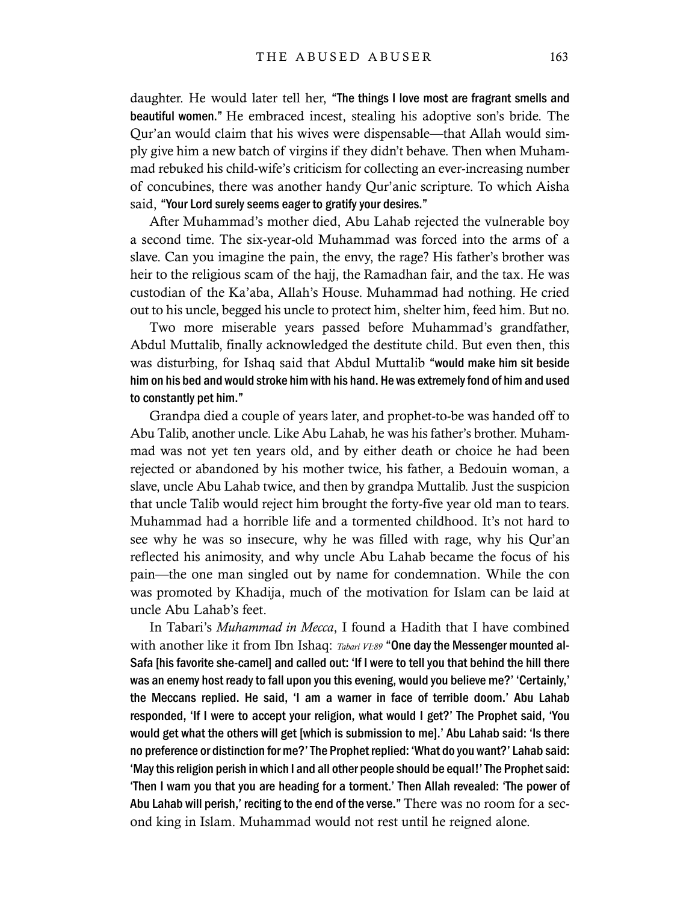daughter. He would later tell her, **"The things I love most are fragrant smells and beautiful women."** He embraced incest, stealing his adoptive son's bride. The Qur'an would claim that his wives were dispensable—that Allah would simply give him a new batch of virgins if they didn't behave. Then when Muhammad rebuked his child-wife's criticism for collecting an ever-increasing number of concubines, there was another handy Qur'anic scripture. To which Aisha said, **"Your Lord surely seems eager to gratify your desires."**

After Muhammad's mother died, Abu Lahab rejected the vulnerable boy a second time. The six-year-old Muhammad was forced into the arms of a slave. Can you imagine the pain, the envy, the rage? His father's brother was heir to the religious scam of the hajj, the Ramadhan fair, and the tax. He was custodian of the Ka'aba, Allah's House. Muhammad had nothing. He cried out to his uncle, begged his uncle to protect him, shelter him, feed him. But no.

Two more miserable years passed before Muhammad's grandfather, Abdul Muttalib, finally acknowledged the destitute child. But even then, this was disturbing, for Ishaq said that Abdul Muttalib **"would make him sit beside him on his bed and would stroke him with his hand. He was extremely fond of him and used to constantly pet him."**

Grandpa died a couple of years later, and prophet-to-be was handed off to Abu Talib, another uncle. Like Abu Lahab, he was his father's brother. Muhammad was not yet ten years old, and by either death or choice he had been rejected or abandoned by his mother twice, his father, a Bedouin woman, a slave, uncle Abu Lahab twice, and then by grandpa Muttalib. Just the suspicion that uncle Talib would reject him brought the forty-five year old man to tears. Muhammad had a horrible life and a tormented childhood. It's not hard to see why he was so insecure, why he was filled with rage, why his Qur'an reflected his animosity, and why uncle Abu Lahab became the focus of his pain—the one man singled out by name for condemnation. While the con was promoted by Khadija, much of the motivation for Islam can be laid at uncle Abu Lahab's feet.

In Tabari's *Muhammad in Mecca*, I found a Hadith that I have combined with another like it from Ibn Ishaq: *Tabari VI:89* **"One day the Messenger mounted al-Safa [his favorite she-camel] and called out: 'If I were to tell you that behind the hill there was an enemy host ready to fall upon you this evening, would you believe me?' 'Certainly,' the Meccans replied. He said, 'I am a warner in face of terrible doom.' Abu Lahab responded, 'If I were to accept your religion, what would I get?' The Prophet said, 'You would get what the others will get [which is submission to me].' Abu Lahab said: 'Is there no preference or distinction for me?' The Prophet replied: 'What do you want?' Lahab said: 'May this religion perish in which I and all other people should be equal!' The Prophet said: 'Then I warn you that you are heading for a torment.' Then Allah revealed: 'The power of Abu Lahab will perish,' reciting to the end of the verse."** There was no room for a second king in Islam. Muhammad would not rest until he reigned alone.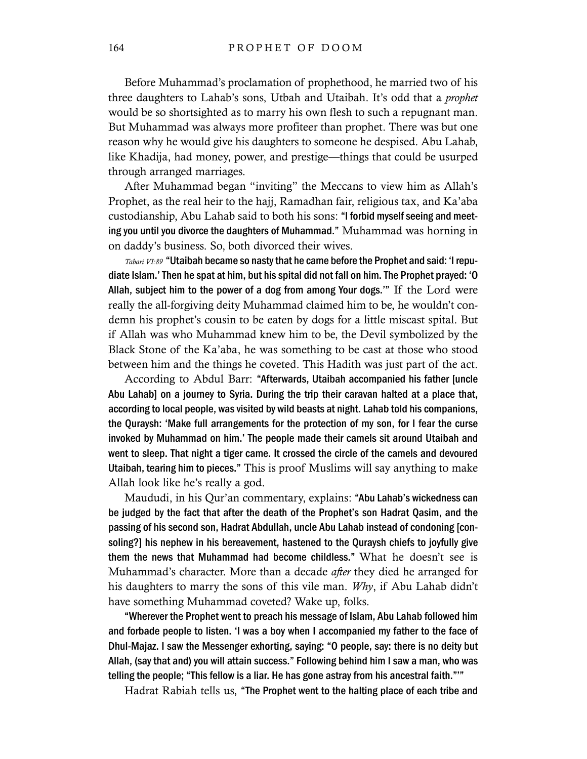Before Muhammad's proclamation of prophethood, he married two of his three daughters to Lahab's sons, Utbah and Utaibah. It's odd that a *prophet* would be so shortsighted as to marry his own flesh to such a repugnant man. But Muhammad was always more profiteer than prophet. There was but one reason why he would give his daughters to someone he despised. Abu Lahab, like Khadija, had money, power, and prestige—things that could be usurped through arranged marriages.

After Muhammad began "inviting" the Meccans to view him as Allah's Prophet, as the real heir to the hajj, Ramadhan fair, religious tax, and Ka'aba custodianship, Abu Lahab said to both his sons: **"I forbid myself seeing and meeting you until you divorce the daughters of Muhammad."** Muhammad was horning in on daddy's business. So, both divorced their wives.

*Tabari VI:89* **"Utaibah became so nasty that he came before the Prophet and said: 'I repudiate Islam.' Then he spat at him, but his spital did not fall on him. The Prophet prayed: 'O Allah, subject him to the power of a dog from among Your dogs.'"** If the Lord were really the all-forgiving deity Muhammad claimed him to be, he wouldn't condemn his prophet's cousin to be eaten by dogs for a little miscast spital. But if Allah was who Muhammad knew him to be, the Devil symbolized by the Black Stone of the Ka'aba, he was something to be cast at those who stood between him and the things he coveted. This Hadith was just part of the act.

According to Abdul Barr: **"Afterwards, Utaibah accompanied his father [uncle Abu Lahab] on a journey to Syria. During the trip their caravan halted at a place that, according to local people, was visited by wild beasts at night. Lahab told his companions, the Quraysh: 'Make full arrangements for the protection of my son, for I fear the curse invoked by Muhammad on him.' The people made their camels sit around Utaibah and went to sleep. That night a tiger came. It crossed the circle of the camels and devoured Utaibah, tearing him to pieces."** This is proof Muslims will say anything to make Allah look like he's really a god.

Maududi, in his Qur'an commentary, explains: **"Abu Lahab's wickedness can be judged by the fact that after the death of the Prophet's son Hadrat Qasim, and the passing of his second son, Hadrat Abdullah, uncle Abu Lahab instead of condoning [consoling?] his nephew in his bereavement, hastened to the Quraysh chiefs to joyfully give them the news that Muhammad had become childless."** What he doesn't see is Muhammad's character. More than a decade *after* they died he arranged for his daughters to marry the sons of this vile man. *Why*, if Abu Lahab didn't have something Muhammad coveted? Wake up, folks.

**"Wherever the Prophet went to preach his message of Islam, Abu Lahab followed him and forbade people to listen. 'I was a boy when I accompanied my father to the face of Dhul-Majaz. I saw the Messenger exhorting, saying: "O people, say: there is no deity but Allah, (say that and) you will attain success." Following behind him I saw a man, who was telling the people; "This fellow is a liar. He has gone astray from his ancestral faith."'"**

Hadrat Rabiah tells us, **"The Prophet went to the halting place of each tribe and**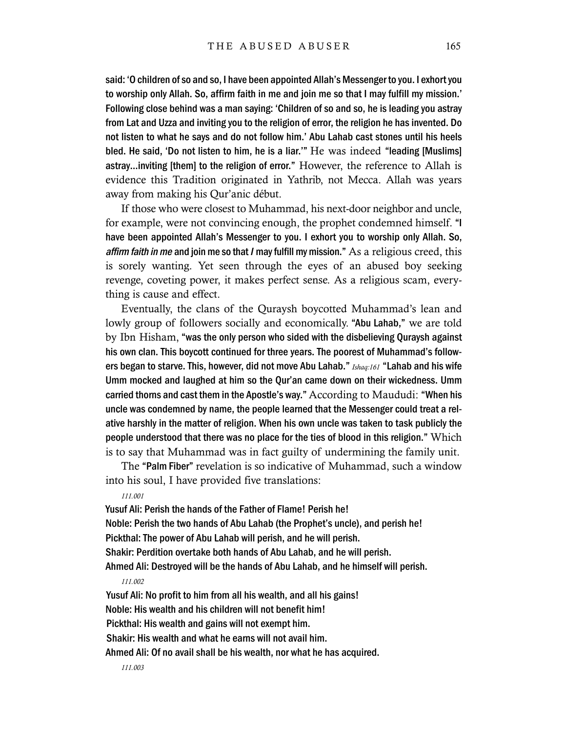said: 'O children of so and so, I have been appointed Allah's Messenger to you. I exhort you to worship only Allah. So, affirm faith in me and join me so that I may fulfill my mission.' Following close behind was a man saying: 'Children of so and so, he is leading you astray from Lat and Uzza and inviting you to the religion of error, the religion he has invented. Do not listen to what he says and do not follow him.' Abu Lahab cast stones until his heels bled. He said, 'Do not listen to him, he is a liar.'" He was indeed "leading [Muslims] astray…inviting [them] to the religion of error." However, the reference to Allah is evidence this Tradition originated in Yathrib, not Mecca. Allah was years away from making his Qur'anic début.

If those who were closest to Muhammad, his next-door neighbor and uncle, for example, were not convincing enough, the prophet condemned himself. "I have been appointed Allah's Messenger to you. I exhort you to worship only Allah. So, *affirm faith in me* and join me so that *I* may fulfill my mission." As a religious creed, this is sorely wanting. Yet seen through the eyes of an abused boy seeking revenge, coveting power, it makes perfect sense. As a religious scam, everything is cause and effect.

Eventually, the clans of the Quraysh boycotted Muhammad's lean and lowly group of followers socially and economically. "Abu Lahab," we are told by Ibn Hisham, "was the only person who sided with the disbelieving Quraysh against his own clan. This boycott continued for three years. The poorest of Muhammad's followers began to starve. This, however, did not move Abu Lahab." *Ishaq:161* "Lahab and his wife Umm mocked and laughed at him so the Qur'an came down on their wickedness. Umm carried thorns and cast them in the Apostle's way." According to Maududi: "When his uncle was condemned by name, the people learned that the Messenger could treat a relative harshly in the matter of religion. When his own uncle was taken to task publicly the people understood that there was no place for the ties of blood in this religion." Which is to say that Muhammad was in fact guilty of undermining the family unit.

The "Palm Fiber" revelation is so indicative of Muhammad, such a window into his soul, I have provided five translations:

*111.001*

Yusuf Ali: Perish the hands of the Father of Flame! Perish he!
Noble: Perish the two hands of Abu Lahab (the Prophet's uncle), and perish he!
Pickthal: The power of Abu Lahab will perish, and he will perish.
Shakir: Perdition overtake both hands of Abu Lahab, and he will perish.
Ahmed Ali: Destroyed will be the hands of Abu Lahab, and he himself will perish.

*111.002*

Yusuf Ali: No profit to him from all his wealth, and all his gains!
Noble: His wealth and his children will not benefit him!
Pickthal: His wealth and gains will not exempt him.
Shakir: His wealth and what he earns will not avail him.
Ahmed Ali: Of no avail shall be his wealth, nor what he has acquired.

*111.003*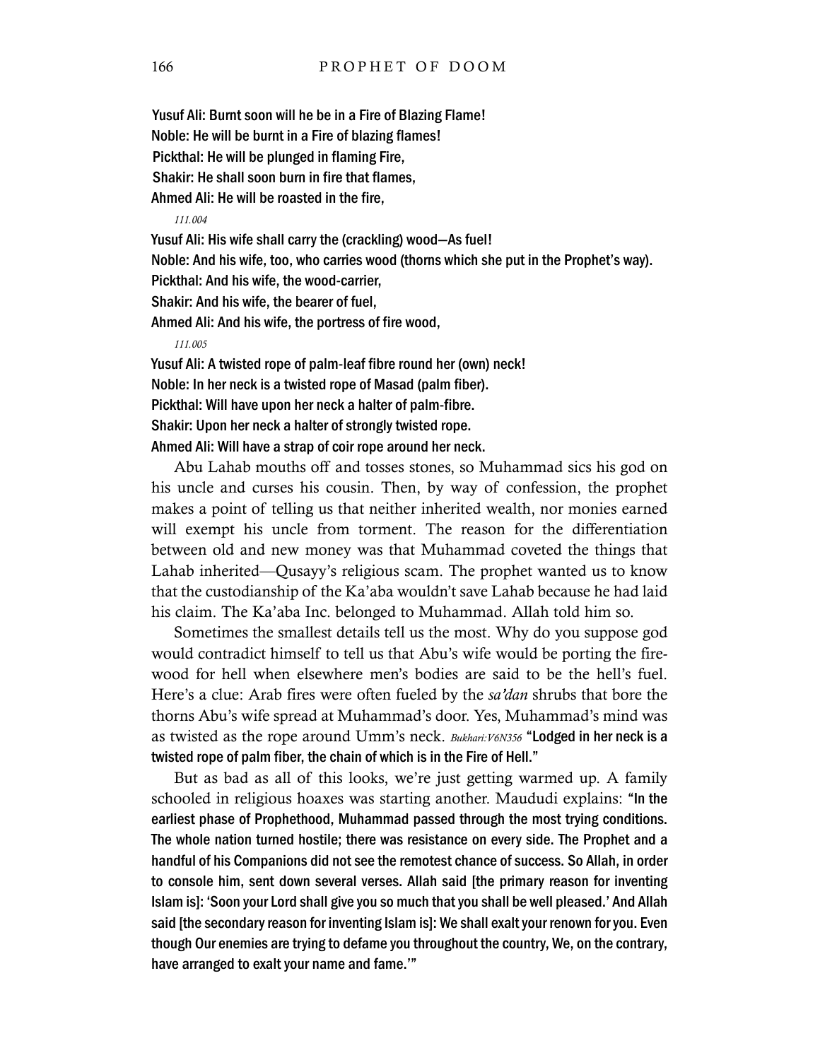Yusuf Ali: Burnt soon will he be in a Fire of Blazing Flame!
Noble: He will be burnt in a Fire of blazing flames!
Pickthal: He will be plunged in flaming Fire,
Shakir: He shall soon burn in fire that flames,
Ahmed Ali: He will be roasted in the fire,

*111.004*

Yusuf Ali: His wife shall carry the (crackling) wood—As fuel!
Noble: And his wife, too, who carries wood (thorns which she put in the Prophet's way).
Pickthal: And his wife, the wood-carrier,
Shakir: And his wife, the bearer of fuel,
Ahmed Ali: And his wife, the portress of fire wood,

*111.005*

Yusuf Ali: A twisted rope of palm-leaf fibre round her (own) neck!
Noble: In her neck is a twisted rope of Masad (palm fiber).
Pickthal: Will have upon her neck a halter of palm-fibre.
Shakir: Upon her neck a halter of strongly twisted rope.
Ahmed Ali: Will have a strap of coir rope around her neck.

Abu Lahab mouths off and tosses stones, so Muhammad sics his god on his uncle and curses his cousin. Then, by way of confession, the prophet makes a point of telling us that neither inherited wealth, nor monies earned will exempt his uncle from torment. The reason for the differentiation between old and new money was that Muhammad coveted the things that Lahab inherited—Qusayy's religious scam. The prophet wanted us to know that the custodianship of the Ka'aba wouldn't save Lahab because he had laid his claim. The Ka'aba Inc. belonged to Muhammad. Allah told him so.

Sometimes the smallest details tell us the most. Why do you suppose god would contradict himself to tell us that Abu's wife would be porting the firewood for hell when elsewhere men's bodies are said to be the hell's fuel. Here's a clue: Arab fires were often fueled by the *sa'dan* shrubs that bore the thorns Abu's wife spread at Muhammad's door. Yes, Muhammad's mind was as twisted as the rope around Umm's neck. *Bukhari:V6N356* "Lodged in her neck is a twisted rope of palm fiber, the chain of which is in the Fire of Hell."

But as bad as all of this looks, we're just getting warmed up. A family schooled in religious hoaxes was starting another. Maududi explains: "In the earliest phase of Prophethood, Muhammad passed through the most trying conditions. The whole nation turned hostile; there was resistance on every side. The Prophet and a handful of his Companions did not see the remotest chance of success. So Allah, in order to console him, sent down several verses. Allah said [the primary reason for inventing Islam is]: 'Soon your Lord shall give you so much that you shall be well pleased.' And Allah said [the secondary reason for inventing Islam is]: We shall exalt your renown for you. Even though Our enemies are trying to defame you throughout the country, We, on the contrary, have arranged to exalt your name and fame.'"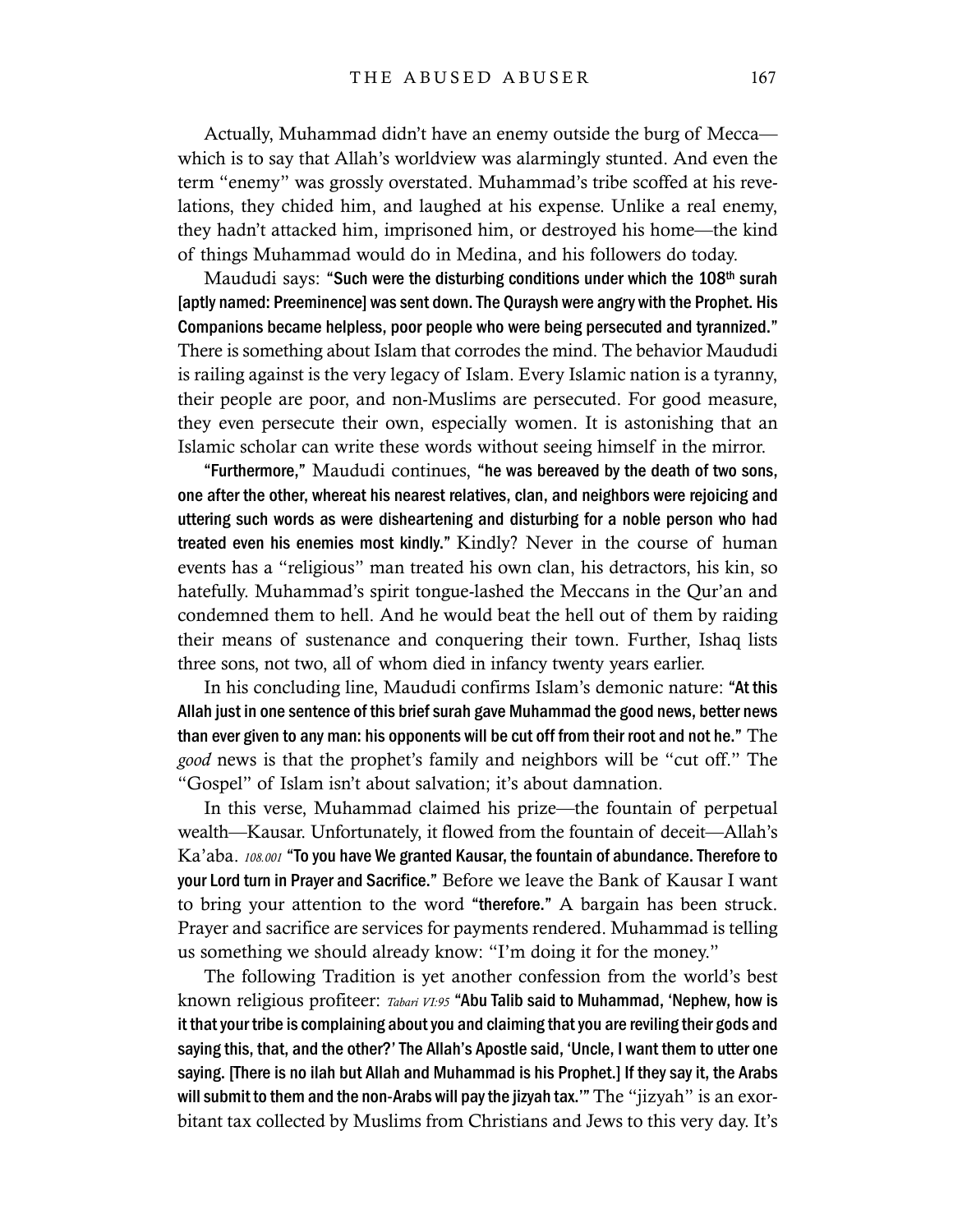Actually, Muhammad didn't have an enemy outside the burg of Mecca—which is to say that Allah's worldview was alarmingly stunted. And even the term "enemy" was grossly overstated. Muhammad's tribe scoffed at his revelations, they chided him, and laughed at his expense. Unlike a real enemy, they hadn't attacked him, imprisoned him, or destroyed his home—the kind of things Muhammad would do in Medina, and his followers do today.

Maududi says: **"Such were the disturbing conditions under which the 108th surah [aptly named: Preeminence] was sent down. The Quraysh were angry with the Prophet. His Companions became helpless, poor people who were being persecuted and tyrannized."** There is something about Islam that corrodes the mind. The behavior Maududi is railing against is the very legacy of Islam. Every Islamic nation is a tyranny, their people are poor, and non-Muslims are persecuted. For good measure, they even persecute their own, especially women. It is astonishing that an Islamic scholar can write these words without seeing himself in the mirror.

**"Furthermore,"** Maududi continues, **"he was bereaved by the death of two sons, one after the other, whereat his nearest relatives, clan, and neighbors were rejoicing and uttering such words as were disheartening and disturbing for a noble person who had treated even his enemies most kindly."** Kindly? Never in the course of human events has a "religious" man treated his own clan, his detractors, his kin, so hatefully. Muhammad's spirit tongue-lashed the Meccans in the Qur'an and condemned them to hell. And he would beat the hell out of them by raiding their means of sustenance and conquering their town. Further, Ishaq lists three sons, not two, all of whom died in infancy twenty years earlier.

In his concluding line, Maududi confirms Islam's demonic nature: **"At this Allah just in one sentence of this brief surah gave Muhammad the good news, better news than ever given to any man: his opponents will be cut off from their root and not he."** The *good* news is that the prophet's family and neighbors will be "cut off." The "Gospel" of Islam isn't about salvation; it's about damnation.

In this verse, Muhammad claimed his prize—the fountain of perpetual wealth—Kausar. Unfortunately, it flowed from the fountain of deceit—Allah's Ka'aba. *108.001* **"To you have We granted Kausar, the fountain of abundance. Therefore to your Lord turn in Prayer and Sacrifice."** Before we leave the Bank of Kausar I want to bring your attention to the word **"therefore."** A bargain has been struck. Prayer and sacrifice are services for payments rendered. Muhammad is telling us something we should already know: "I'm doing it for the money."

The following Tradition is yet another confession from the world's best known religious profiteer: *Tabari VI:95* **"Abu Talib said to Muhammad, 'Nephew, how is it that your tribe is complaining about you and claiming that you are reviling their gods and saying this, that, and the other?' The Allah's Apostle said, 'Uncle, I want them to utter one saying. [There is no ilah but Allah and Muhammad is his Prophet.] If they say it, the Arabs will submit to them and the non-Arabs will pay the jizyah tax.'"** The "jizyah" is an exorbitant tax collected by Muslims from Christians and Jews to this very day. It's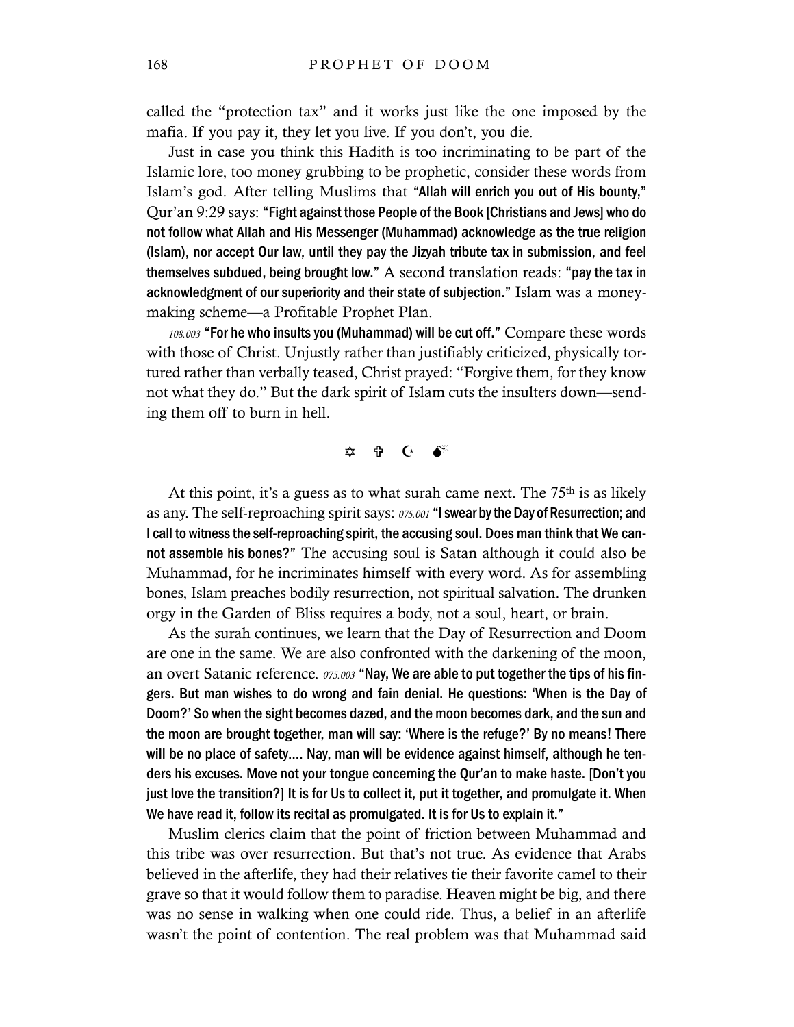called the "protection tax" and it works just like the one imposed by the mafia. If you pay it, they let you live. If you don't, you die.

Just in case you think this Hadith is too incriminating to be part of the Islamic lore, too money grubbing to be prophetic, consider these words from Islam's god. After telling Muslims that **"Allah will enrich you out of His bounty,"** Qur'an 9:29 says: **"Fight against those People of the Book [Christians and Jews] who do not follow what Allah and His Messenger (Muhammad) acknowledge as the true religion (Islam), nor accept Our law, until they pay the Jizyah tribute tax in submission, and feel themselves subdued, being brought low."** A second translation reads: **"pay the tax in acknowledgment of our superiority and their state of subjection."** Islam was a money-making scheme—a Profitable Prophet Plan.

*108.003* **"For he who insults you (Muhammad) will be cut off."** Compare these words with those of Christ. Unjustly rather than justifiably criticized, physically tortured rather than verbally teased, Christ prayed: "Forgive them, for they know not what they do." But the dark spirit of Islam cuts the insulters down—sending them off to burn in hell.

✡ ✞ ☪ 💣

At this point, it's a guess as to what surah came next. The 75th is as likely as any. The self-reproaching spirit says: *075.001* **"I swear by the Day of Resurrection; and I call to witness the self-reproaching spirit, the accusing soul. Does man think that We cannot assemble his bones?"** The accusing soul is Satan although it could also be Muhammad, for he incriminates himself with every word. As for assembling bones, Islam preaches bodily resurrection, not spiritual salvation. The drunken orgy in the Garden of Bliss requires a body, not a soul, heart, or brain.

As the surah continues, we learn that the Day of Resurrection and Doom are one in the same. We are also confronted with the darkening of the moon, an overt Satanic reference. *075.003* **"Nay, We are able to put together the tips of his fingers. But man wishes to do wrong and fain denial. He questions: 'When is the Day of Doom?' So when the sight becomes dazed, and the moon becomes dark, and the sun and the moon are brought together, man will say: 'Where is the refuge?' By no means! There will be no place of safety.... Nay, man will be evidence against himself, although he tenders his excuses. Move not your tongue concerning the Qur'an to make haste. [Don't you just love the transition?] It is for Us to collect it, put it together, and promulgate it. When We have read it, follow its recital as promulgated. It is for Us to explain it."**

Muslim clerics claim that the point of friction between Muhammad and this tribe was over resurrection. But that's not true. As evidence that Arabs believed in the afterlife, they had their relatives tie their favorite camel to their grave so that it would follow them to paradise. Heaven might be big, and there was no sense in walking when one could ride. Thus, a belief in an afterlife wasn't the point of contention. The real problem was that Muhammad said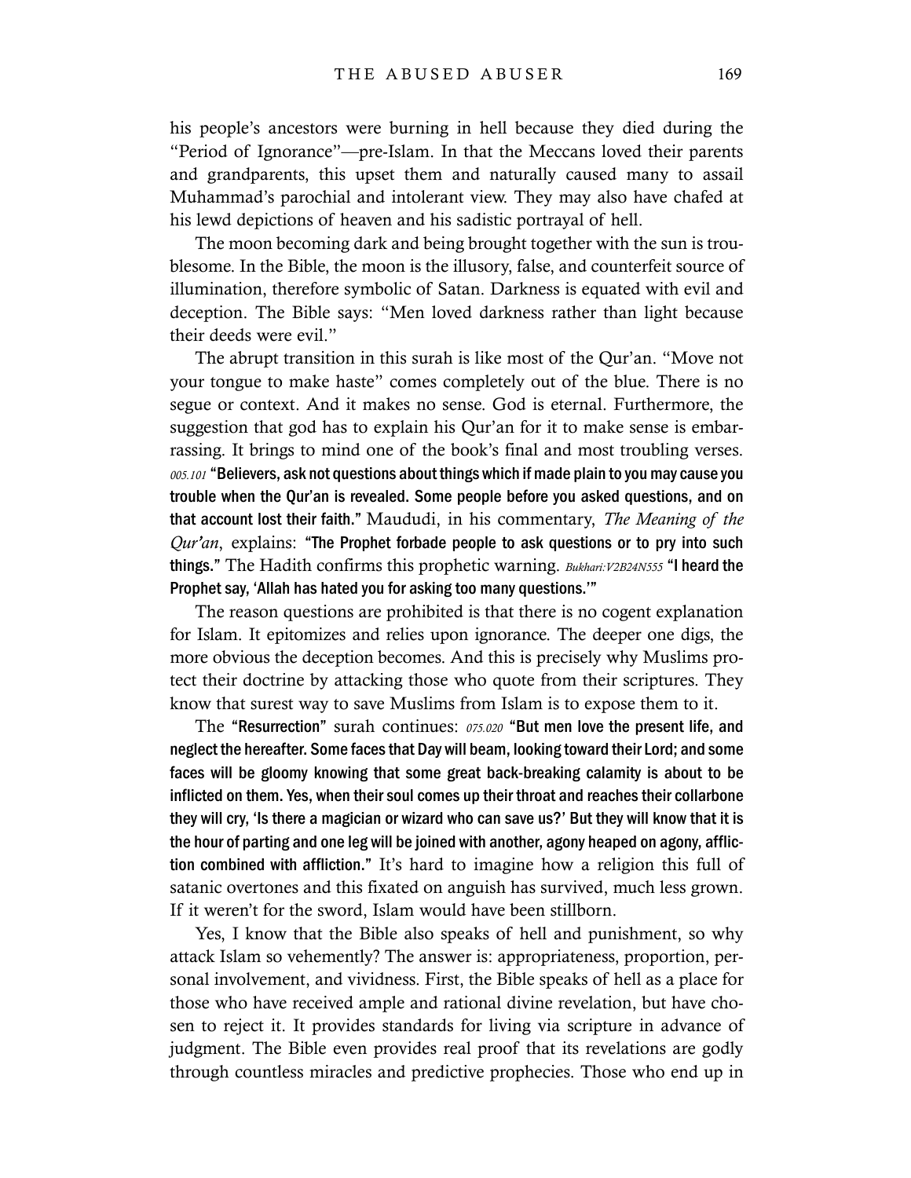his people's ancestors were burning in hell because they died during the "Period of Ignorance"—pre-Islam. In that the Meccans loved their parents and grandparents, this upset them and naturally caused many to assail Muhammad's parochial and intolerant view. They may also have chafed at his lewd depictions of heaven and his sadistic portrayal of hell.

The moon becoming dark and being brought together with the sun is troublesome. In the Bible, the moon is the illusory, false, and counterfeit source of illumination, therefore symbolic of Satan. Darkness is equated with evil and deception. The Bible says: "Men loved darkness rather than light because their deeds were evil."

The abrupt transition in this surah is like most of the Qur'an. "Move not your tongue to make haste" comes completely out of the blue. There is no segue or context. And it makes no sense. God is eternal. Furthermore, the suggestion that god has to explain his Qur'an for it to make sense is embarrassing. It brings to mind one of the book's final and most troubling verses. *005.101* **"Believers, ask not questions about things which if made plain to you may cause you trouble when the Qur'an is revealed. Some people before you asked questions, and on that account lost their faith."** Maududi, in his commentary, *The Meaning of the Qur'an*, explains: **"The Prophet forbade people to ask questions or to pry into such things."** The Hadith confirms this prophetic warning. *Bukhari:V2B24N555* **"I heard the Prophet say, 'Allah has hated you for asking too many questions.'"**

The reason questions are prohibited is that there is no cogent explanation for Islam. It epitomizes and relies upon ignorance. The deeper one digs, the more obvious the deception becomes. And this is precisely why Muslims protect their doctrine by attacking those who quote from their scriptures. They know that surest way to save Muslims from Islam is to expose them to it.

The **"Resurrection"** surah continues: *075.020* **"But men love the present life, and neglect the hereafter. Some faces that Day will beam, looking toward their Lord; and some faces will be gloomy knowing that some great back-breaking calamity is about to be inflicted on them. Yes, when their soul comes up their throat and reaches their collarbone they will cry, 'Is there a magician or wizard who can save us?' But they will know that it is the hour of parting and one leg will be joined with another, agony heaped on agony, affliction combined with affliction."** It's hard to imagine how a religion this full of satanic overtones and this fixated on anguish has survived, much less grown. If it weren't for the sword, Islam would have been stillborn.

Yes, I know that the Bible also speaks of hell and punishment, so why attack Islam so vehemently? The answer is: appropriateness, proportion, personal involvement, and vividness. First, the Bible speaks of hell as a place for those who have received ample and rational divine revelation, but have chosen to reject it. It provides standards for living via scripture in advance of judgment. The Bible even provides real proof that its revelations are godly through countless miracles and predictive prophecies. Those who end up in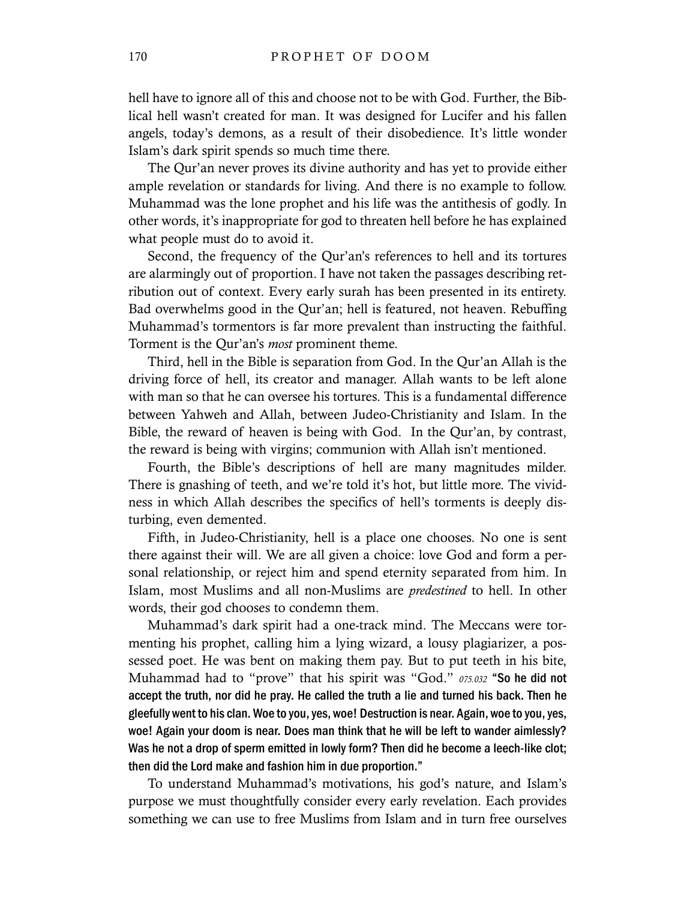hell have to ignore all of this and choose not to be with God. Further, the Biblical hell wasn't created for man. It was designed for Lucifer and his fallen angels, today's demons, as a result of their disobedience. It's little wonder Islam's dark spirit spends so much time there.

The Qur'an never proves its divine authority and has yet to provide either ample revelation or standards for living. And there is no example to follow. Muhammad was the lone prophet and his life was the antithesis of godly. In other words, it's inappropriate for god to threaten hell before he has explained what people must do to avoid it.

Second, the frequency of the Qur'an's references to hell and its tortures are alarmingly out of proportion. I have not taken the passages describing retribution out of context. Every early surah has been presented in its entirety. Bad overwhelms good in the Qur'an; hell is featured, not heaven. Rebuffing Muhammad's tormentors is far more prevalent than instructing the faithful. Torment is the Qur'an's *most* prominent theme.

Third, hell in the Bible is separation from God. In the Qur'an Allah is the driving force of hell, its creator and manager. Allah wants to be left alone with man so that he can oversee his tortures. This is a fundamental difference between Yahweh and Allah, between Judeo-Christianity and Islam. In the Bible, the reward of heaven is being with God. In the Qur'an, by contrast, the reward is being with virgins; communion with Allah isn't mentioned.

Fourth, the Bible's descriptions of hell are many magnitudes milder. There is gnashing of teeth, and we're told it's hot, but little more. The vividness in which Allah describes the specifics of hell's torments is deeply disturbing, even demented.

Fifth, in Judeo-Christianity, hell is a place one chooses. No one is sent there against their will. We are all given a choice: love God and form a personal relationship, or reject him and spend eternity separated from him. In Islam, most Muslims and all non-Muslims are *predestined* to hell. In other words, their god chooses to condemn them.

Muhammad's dark spirit had a one-track mind. The Meccans were tormenting his prophet, calling him a lying wizard, a lousy plagiarizer, a possessed poet. He was bent on making them pay. But to put teeth in his bite, Muhammad had to "prove" that his spirit was "God." *075.032* **"So he did not accept the truth, nor did he pray. He called the truth a lie and turned his back. Then he gleefully went to his clan. Woe to you, yes, woe! Destruction is near. Again, woe to you, yes, woe! Again your doom is near. Does man think that he will be left to wander aimlessly? Was he not a drop of sperm emitted in lowly form? Then did he become a leech-like clot; then did the Lord make and fashion him in due proportion."**

To understand Muhammad's motivations, his god's nature, and Islam's purpose we must thoughtfully consider every early revelation. Each provides something we can use to free Muslims from Islam and in turn free ourselves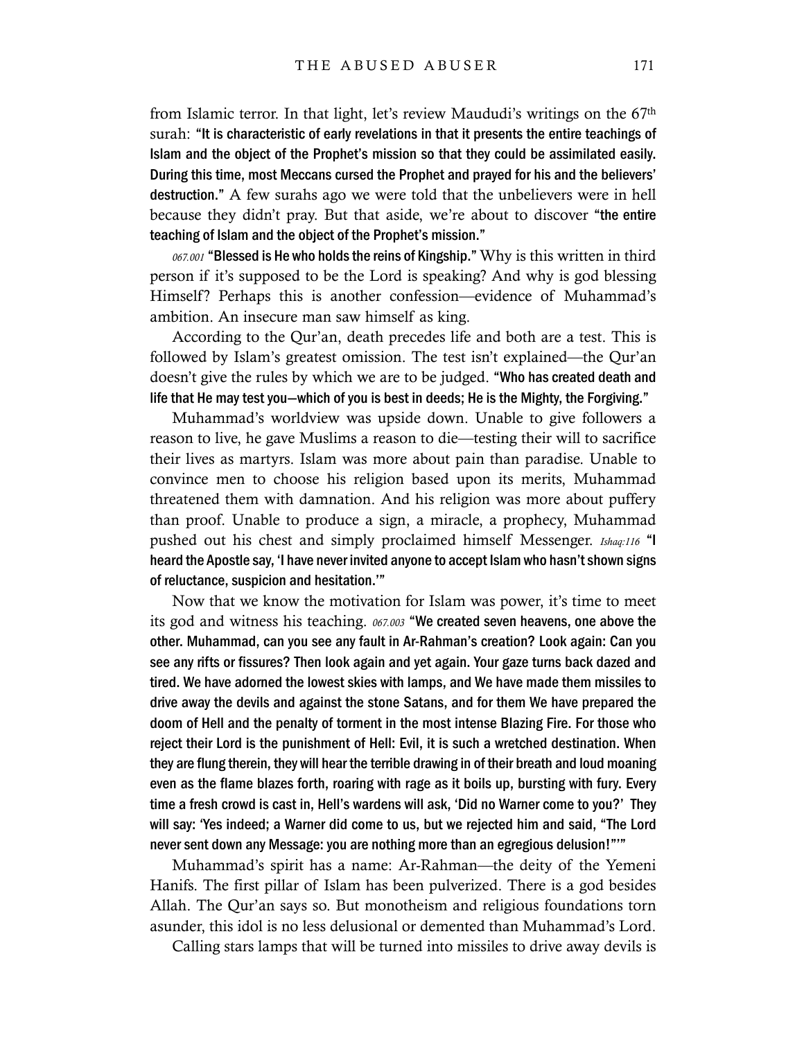from Islamic terror. In that light, let's review Maududi's writings on the 67th surah: **"It is characteristic of early revelations in that it presents the entire teachings of Islam and the object of the Prophet's mission so that they could be assimilated easily. During this time, most Meccans cursed the Prophet and prayed for his and the believers' destruction."** A few surahs ago we were told that the unbelievers were in hell because they didn't pray. But that aside, we're about to discover **"the entire teaching of Islam and the object of the Prophet's mission."**

*067.001* **"Blessed is He who holds the reins of Kingship."** Why is this written in third person if it's supposed to be the Lord is speaking? And why is god blessing Himself? Perhaps this is another confession—evidence of Muhammad's ambition. An insecure man saw himself as king.

According to the Qur'an, death precedes life and both are a test. This is followed by Islam's greatest omission. The test isn't explained—the Qur'an doesn't give the rules by which we are to be judged. **"Who has created death and life that He may test you—which of you is best in deeds; He is the Mighty, the Forgiving."**

Muhammad's worldview was upside down. Unable to give followers a reason to live, he gave Muslims a reason to die—testing their will to sacrifice their lives as martyrs. Islam was more about pain than paradise. Unable to convince men to choose his religion based upon its merits, Muhammad threatened them with damnation. And his religion was more about puffery than proof. Unable to produce a sign, a miracle, a prophecy, Muhammad pushed out his chest and simply proclaimed himself Messenger. *Ishaq:116* **"I heard the Apostle say, 'I have never invited anyone to accept Islam who hasn't shown signs of reluctance, suspicion and hesitation.'"**

Now that we know the motivation for Islam was power, it's time to meet its god and witness his teaching. *067.003* **"We created seven heavens, one above the other. Muhammad, can you see any fault in Ar-Rahman's creation? Look again: Can you see any rifts or fissures? Then look again and yet again. Your gaze turns back dazed and tired. We have adorned the lowest skies with lamps, and We have made them missiles to drive away the devils and against the stone Satans, and for them We have prepared the doom of Hell and the penalty of torment in the most intense Blazing Fire. For those who reject their Lord is the punishment of Hell: Evil, it is such a wretched destination. When they are flung therein, they will hear the terrible drawing in of their breath and loud moaning even as the flame blazes forth, roaring with rage as it boils up, bursting with fury. Every time a fresh crowd is cast in, Hell's wardens will ask, 'Did no Warner come to you?' They will say: 'Yes indeed; a Warner did come to us, but we rejected him and said, "The Lord never sent down any Message: you are nothing more than an egregious delusion!"'"**

Muhammad's spirit has a name: Ar-Rahman—the deity of the Yemeni Hanifs. The first pillar of Islam has been pulverized. There is a god besides Allah. The Qur'an says so. But monotheism and religious foundations torn asunder, this idol is no less delusional or demented than Muhammad's Lord.

Calling stars lamps that will be turned into missiles to drive away devils is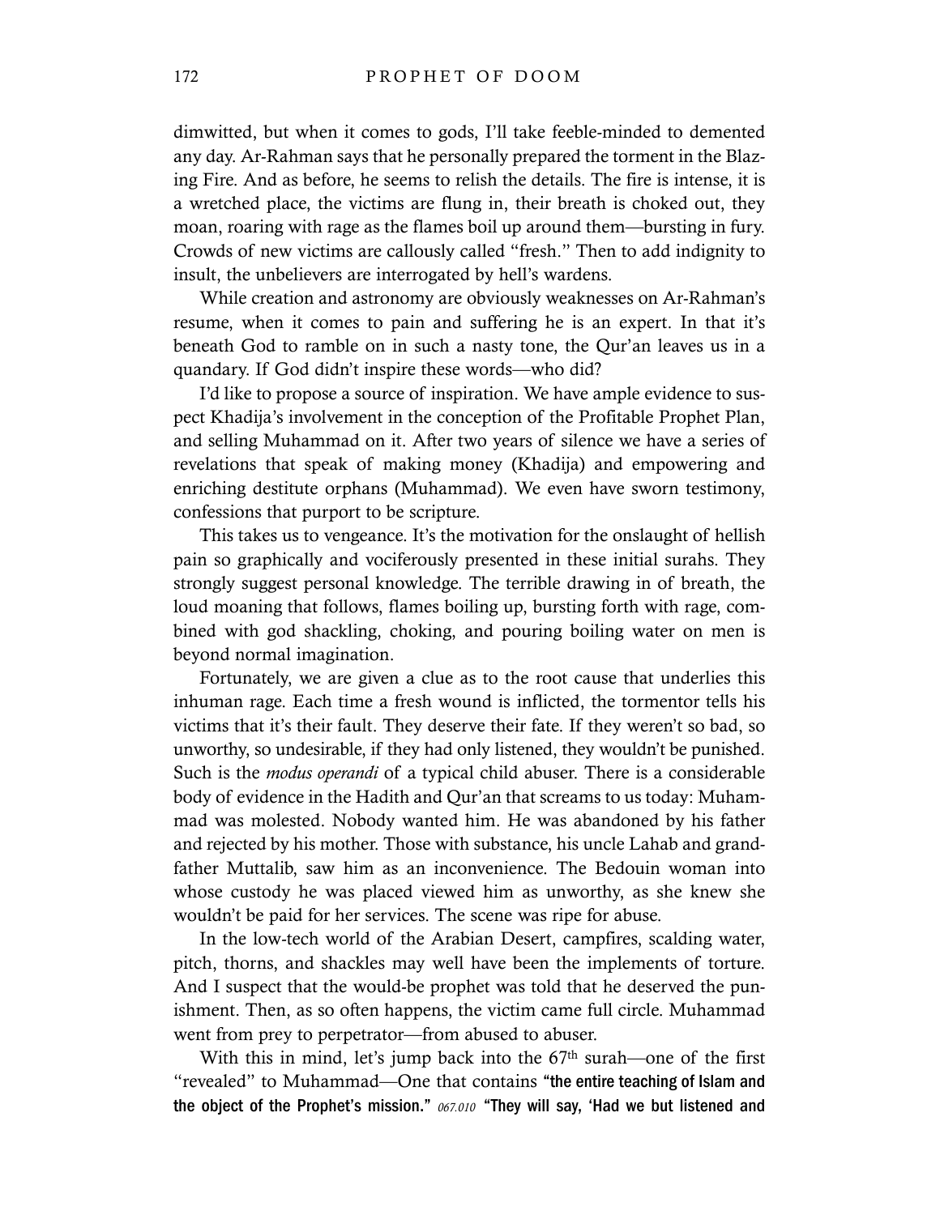dimwitted, but when it comes to gods, I'll take feeble-minded to demented any day. Ar-Rahman says that he personally prepared the torment in the Blazing Fire. And as before, he seems to relish the details. The fire is intense, it is a wretched place, the victims are flung in, their breath is choked out, they moan, roaring with rage as the flames boil up around them—bursting in fury. Crowds of new victims are callously called "fresh." Then to add indignity to insult, the unbelievers are interrogated by hell's wardens.

While creation and astronomy are obviously weaknesses on Ar-Rahman's resume, when it comes to pain and suffering he is an expert. In that it's beneath God to ramble on in such a nasty tone, the Qur'an leaves us in a quandary. If God didn't inspire these words—who did?

I'd like to propose a source of inspiration. We have ample evidence to suspect Khadija's involvement in the conception of the Profitable Prophet Plan, and selling Muhammad on it. After two years of silence we have a series of revelations that speak of making money (Khadija) and empowering and enriching destitute orphans (Muhammad). We even have sworn testimony, confessions that purport to be scripture.

This takes us to vengeance. It's the motivation for the onslaught of hellish pain so graphically and vociferously presented in these initial surahs. They strongly suggest personal knowledge. The terrible drawing in of breath, the loud moaning that follows, flames boiling up, bursting forth with rage, combined with god shackling, choking, and pouring boiling water on men is beyond normal imagination.

Fortunately, we are given a clue as to the root cause that underlies this inhuman rage. Each time a fresh wound is inflicted, the tormentor tells his victims that it's their fault. They deserve their fate. If they weren't so bad, so unworthy, so undesirable, if they had only listened, they wouldn't be punished. Such is the *modus operandi* of a typical child abuser. There is a considerable body of evidence in the Hadith and Qur'an that screams to us today: Muhammad was molested. Nobody wanted him. He was abandoned by his father and rejected by his mother. Those with substance, his uncle Lahab and grandfather Muttalib, saw him as an inconvenience. The Bedouin woman into whose custody he was placed viewed him as unworthy, as she knew she wouldn't be paid for her services. The scene was ripe for abuse.

In the low-tech world of the Arabian Desert, campfires, scalding water, pitch, thorns, and shackles may well have been the implements of torture. And I suspect that the would-be prophet was told that he deserved the punishment. Then, as so often happens, the victim came full circle. Muhammad went from prey to perpetrator—from abused to abuser.

With this in mind, let's jump back into the 67th surah—one of the first "revealed" to Muhammad—One that contains **"the entire teaching of Islam and the object of the Prophet's mission."** *067.010* **"They will say, 'Had we but listened and**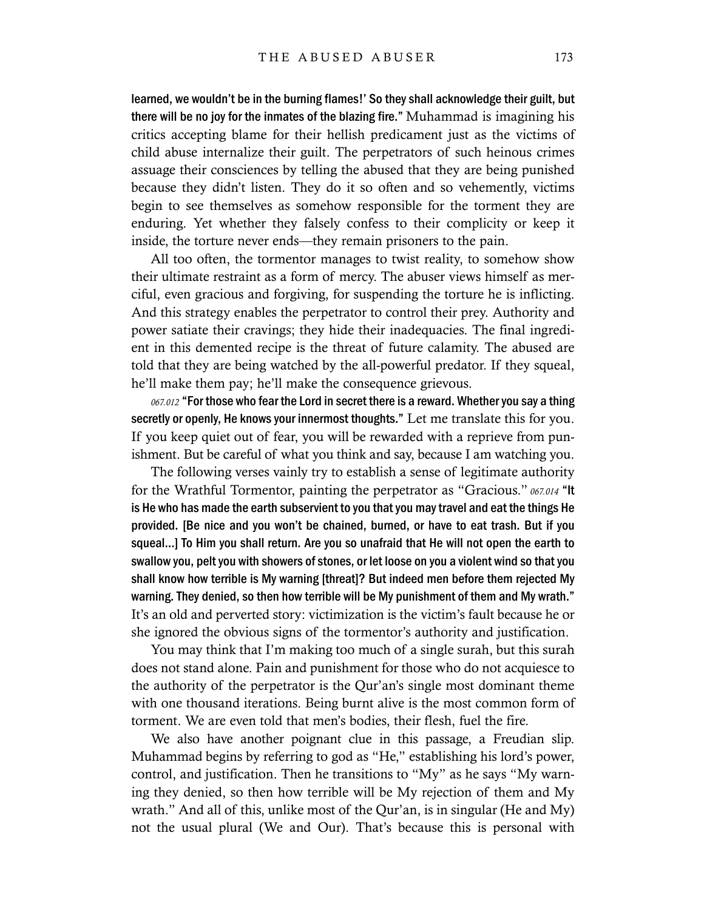**learned, we wouldn't be in the burning flames!' So they shall acknowledge their guilt, but there will be no joy for the inmates of the blazing fire."** Muhammad is imagining his critics accepting blame for their hellish predicament just as the victims of child abuse internalize their guilt. The perpetrators of such heinous crimes assuage their consciences by telling the abused that they are being punished because they didn't listen. They do it so often and so vehemently, victims begin to see themselves as somehow responsible for the torment they are enduring. Yet whether they falsely confess to their complicity or keep it inside, the torture never ends—they remain prisoners to the pain.

All too often, the tormentor manages to twist reality, to somehow show their ultimate restraint as a form of mercy. The abuser views himself as merciful, even gracious and forgiving, for suspending the torture he is inflicting. And this strategy enables the perpetrator to control their prey. Authority and power satiate their cravings; they hide their inadequacies. The final ingredient in this demented recipe is the threat of future calamity. The abused are told that they are being watched by the all-powerful predator. If they squeal, he'll make them pay; he'll make the consequence grievous.

*067.012* **"For those who fear the Lord in secret there is a reward. Whether you say a thing secretly or openly, He knows your innermost thoughts."** Let me translate this for you. If you keep quiet out of fear, you will be rewarded with a reprieve from punishment. But be careful of what you think and say, because I am watching you.

The following verses vainly try to establish a sense of legitimate authority for the Wrathful Tormentor, painting the perpetrator as "Gracious." *067.014* **"It is He who has made the earth subservient to you that you may travel and eat the things He provided. [Be nice and you won't be chained, burned, or have to eat trash. But if you squeal…] To Him you shall return. Are you so unafraid that He will not open the earth to swallow you, pelt you with showers of stones, or let loose on you a violent wind so that you shall know how terrible is My warning [threat]? But indeed men before them rejected My warning. They denied, so then how terrible will be My punishment of them and My wrath."** It's an old and perverted story: victimization is the victim's fault because he or she ignored the obvious signs of the tormentor's authority and justification.

You may think that I'm making too much of a single surah, but this surah does not stand alone. Pain and punishment for those who do not acquiesce to the authority of the perpetrator is the Qur'an's single most dominant theme with one thousand iterations. Being burnt alive is the most common form of torment. We are even told that men's bodies, their flesh, fuel the fire.

We also have another poignant clue in this passage, a Freudian slip. Muhammad begins by referring to god as "He," establishing his lord's power, control, and justification. Then he transitions to "My" as he says "My warning they denied, so then how terrible will be My rejection of them and My wrath." And all of this, unlike most of the Qur'an, is in singular (He and My) not the usual plural (We and Our). That's because this is personal with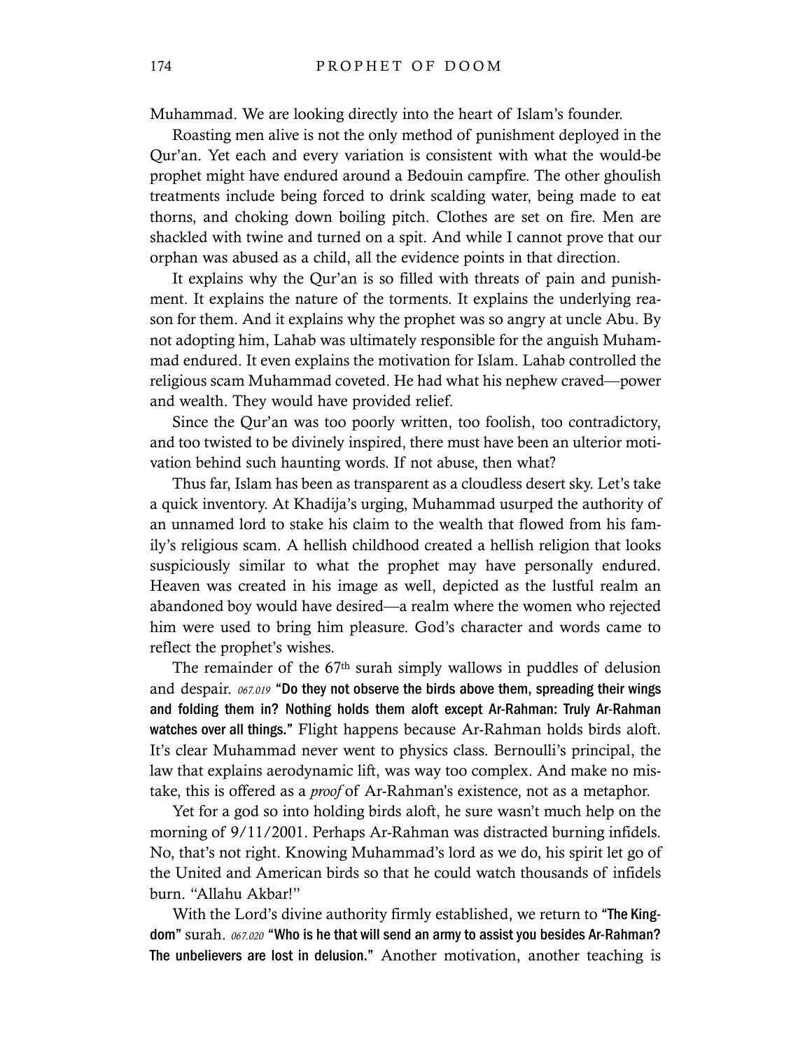Muhammad. We are looking directly into the heart of Islam's founder.

Roasting men alive is not the only method of punishment deployed in the Qur'an. Yet each and every variation is consistent with what the would-be prophet might have endured around a Bedouin campfire. The other ghoulish treatments include being forced to drink scalding water, being made to eat thorns, and choking down boiling pitch. Clothes are set on fire. Men are shackled with twine and turned on a spit. And while I cannot prove that our orphan was abused as a child, all the evidence points in that direction.

It explains why the Qur'an is so filled with threats of pain and punishment. It explains the nature of the torments. It explains the underlying reason for them. And it explains why the prophet was so angry at uncle Abu. By not adopting him, Lahab was ultimately responsible for the anguish Muhammad endured. It even explains the motivation for Islam. Lahab controlled the religious scam Muhammad coveted. He had what his nephew craved—power and wealth. They would have provided relief.

Since the Qur'an was too poorly written, too foolish, too contradictory, and too twisted to be divinely inspired, there must have been an ulterior motivation behind such haunting words. If not abuse, then what?

Thus far, Islam has been as transparent as a cloudless desert sky. Let's take a quick inventory. At Khadija's urging, Muhammad usurped the authority of an unnamed lord to stake his claim to the wealth that flowed from his family's religious scam. A hellish childhood created a hellish religion that looks suspiciously similar to what the prophet may have personally endured. Heaven was created in his image as well, depicted as the lustful realm an abandoned boy would have desired—a realm where the women who rejected him were used to bring him pleasure. God's character and words came to reflect the prophet's wishes.

The remainder of the 67th surah simply wallows in puddles of delusion and despair. *067.019* **"Do they not observe the birds above them, spreading their wings and folding them in? Nothing holds them aloft except Ar-Rahman: Truly Ar-Rahman watches over all things."** Flight happens because Ar-Rahman holds birds aloft. It's clear Muhammad never went to physics class. Bernoulli's principal, the law that explains aerodynamic lift, was way too complex. And make no mistake, this is offered as a *proof* of Ar-Rahman's existence, not as a metaphor.

Yet for a god so into holding birds aloft, he sure wasn't much help on the morning of 9/11/2001. Perhaps Ar-Rahman was distracted burning infidels. No, that's not right. Knowing Muhammad's lord as we do, his spirit let go of the United and American birds so that he could watch thousands of infidels burn. "Allahu Akbar!"

With the Lord's divine authority firmly established, we return to **"The Kingdom"** surah. *067.020* **"Who is he that will send an army to assist you besides Ar-Rahman? The unbelievers are lost in delusion."** Another motivation, another teaching is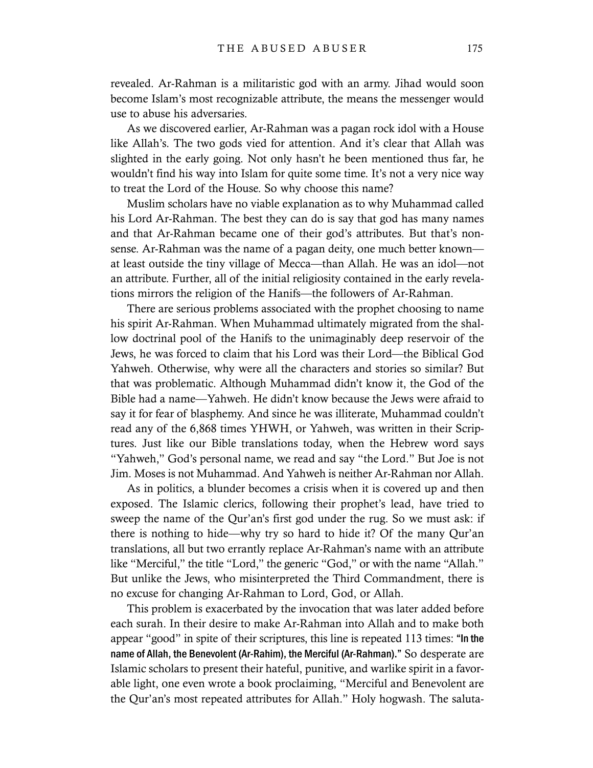revealed. Ar-Rahman is a militaristic god with an army. Jihad would soon become Islam's most recognizable attribute, the means the messenger would use to abuse his adversaries.

As we discovered earlier, Ar-Rahman was a pagan rock idol with a House like Allah's. The two gods vied for attention. And it's clear that Allah was slighted in the early going. Not only hasn't he been mentioned thus far, he wouldn't find his way into Islam for quite some time. It's not a very nice way to treat the Lord of the House. So why choose this name?

Muslim scholars have no viable explanation as to why Muhammad called his Lord Ar-Rahman. The best they can do is say that god has many names and that Ar-Rahman became one of their god's attributes. But that's nonsense. Ar-Rahman was the name of a pagan deity, one much better known—at least outside the tiny village of Mecca—than Allah. He was an idol—not an attribute. Further, all of the initial religiosity contained in the early revelations mirrors the religion of the Hanifs—the followers of Ar-Rahman.

There are serious problems associated with the prophet choosing to name his spirit Ar-Rahman. When Muhammad ultimately migrated from the shallow doctrinal pool of the Hanifs to the unimaginably deep reservoir of the Jews, he was forced to claim that his Lord was their Lord—the Biblical God Yahweh. Otherwise, why were all the characters and stories so similar? But that was problematic. Although Muhammad didn't know it, the God of the Bible had a name—Yahweh. He didn't know because the Jews were afraid to say it for fear of blasphemy. And since he was illiterate, Muhammad couldn't read any of the 6,868 times YHWH, or Yahweh, was written in their Scriptures. Just like our Bible translations today, when the Hebrew word says "Yahweh," God's personal name, we read and say "the Lord." But Joe is not Jim. Moses is not Muhammad. And Yahweh is neither Ar-Rahman nor Allah.

As in politics, a blunder becomes a crisis when it is covered up and then exposed. The Islamic clerics, following their prophet's lead, have tried to sweep the name of the Qur'an's first god under the rug. So we must ask: if there is nothing to hide—why try so hard to hide it? Of the many Qur'an translations, all but two errantly replace Ar-Rahman's name with an attribute like "Merciful," the title "Lord," the generic "God," or with the name "Allah." But unlike the Jews, who misinterpreted the Third Commandment, there is no excuse for changing Ar-Rahman to Lord, God, or Allah.

This problem is exacerbated by the invocation that was later added before each surah. In their desire to make Ar-Rahman into Allah and to make both appear "good" in spite of their scriptures, this line is repeated 113 times: **"In the name of Allah, the Benevolent (Ar-Rahim), the Merciful (Ar-Rahman)."** So desperate are Islamic scholars to present their hateful, punitive, and warlike spirit in a favorable light, one even wrote a book proclaiming, "Merciful and Benevolent are the Qur'an's most repeated attributes for Allah." Holy hogwash. The saluta-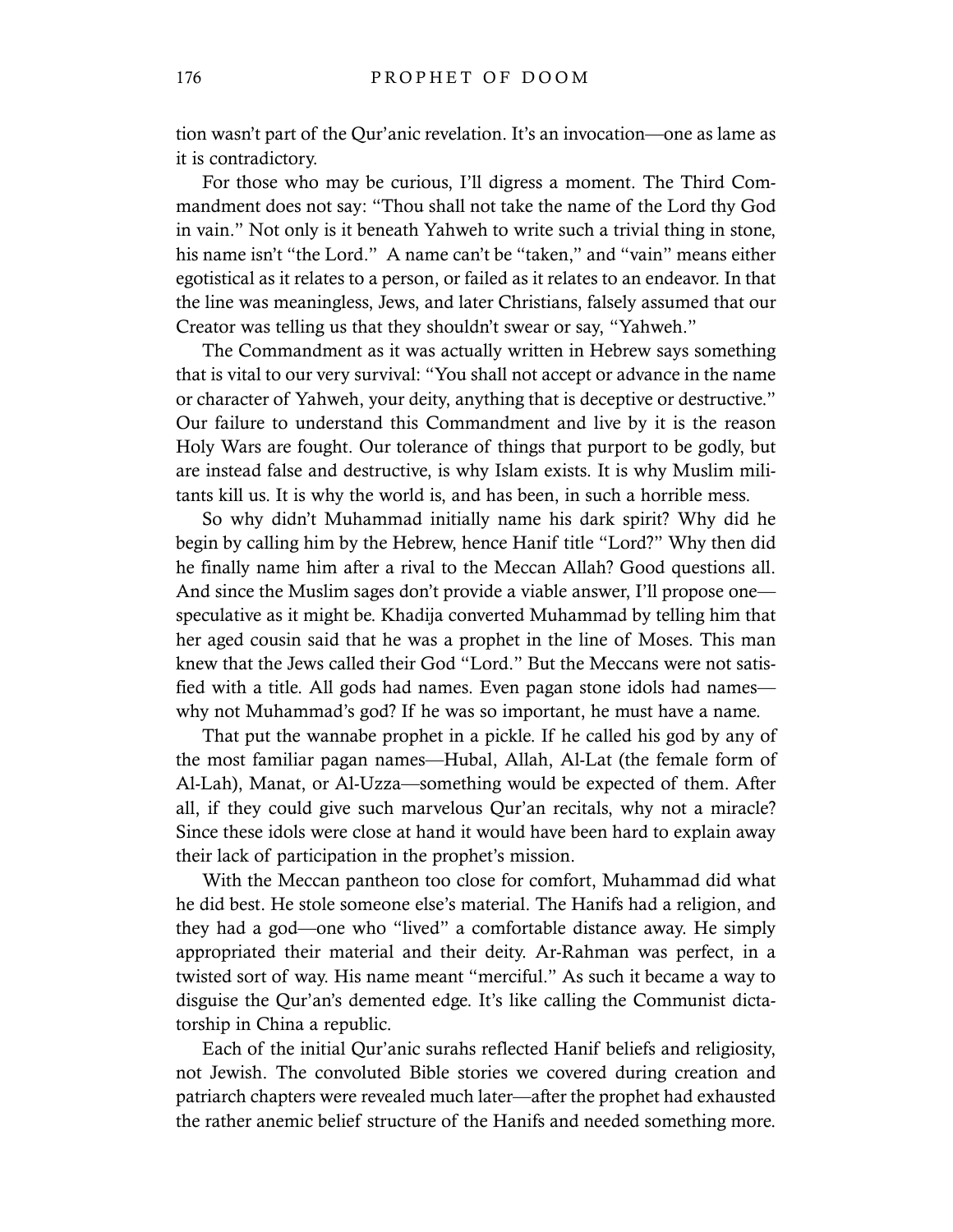tion wasn't part of the Qur'anic revelation. It's an invocation—one as lame as it is contradictory.

For those who may be curious, I'll digress a moment. The Third Commandment does not say: "Thou shall not take the name of the Lord thy God in vain." Not only is it beneath Yahweh to write such a trivial thing in stone, his name isn't "the Lord." A name can't be "taken," and "vain" means either egotistical as it relates to a person, or failed as it relates to an endeavor. In that the line was meaningless, Jews, and later Christians, falsely assumed that our Creator was telling us that they shouldn't swear or say, "Yahweh."

The Commandment as it was actually written in Hebrew says something that is vital to our very survival: "You shall not accept or advance in the name or character of Yahweh, your deity, anything that is deceptive or destructive." Our failure to understand this Commandment and live by it is the reason Holy Wars are fought. Our tolerance of things that purport to be godly, but are instead false and destructive, is why Islam exists. It is why Muslim militants kill us. It is why the world is, and has been, in such a horrible mess.

So why didn't Muhammad initially name his dark spirit? Why did he begin by calling him by the Hebrew, hence Hanif title "Lord?" Why then did he finally name him after a rival to the Meccan Allah? Good questions all. And since the Muslim sages don't provide a viable answer, I'll propose one—speculative as it might be. Khadija converted Muhammad by telling him that her aged cousin said that he was a prophet in the line of Moses. This man knew that the Jews called their God "Lord." But the Meccans were not satisfied with a title. All gods had names. Even pagan stone idols had names—why not Muhammad's god? If he was so important, he must have a name.

That put the wannabe prophet in a pickle. If he called his god by any of the most familiar pagan names—Hubal, Allah, Al-Lat (the female form of Al-Lah), Manat, or Al-Uzza—something would be expected of them. After all, if they could give such marvelous Qur'an recitals, why not a miracle? Since these idols were close at hand it would have been hard to explain away their lack of participation in the prophet's mission.

With the Meccan pantheon too close for comfort, Muhammad did what he did best. He stole someone else's material. The Hanifs had a religion, and they had a god—one who "lived" a comfortable distance away. He simply appropriated their material and their deity. Ar-Rahman was perfect, in a twisted sort of way. His name meant "merciful." As such it became a way to disguise the Qur'an's demented edge. It's like calling the Communist dictatorship in China a republic.

Each of the initial Qur'anic surahs reflected Hanif beliefs and religiosity, not Jewish. The convoluted Bible stories we covered during creation and patriarch chapters were revealed much later—after the prophet had exhausted the rather anemic belief structure of the Hanifs and needed something more.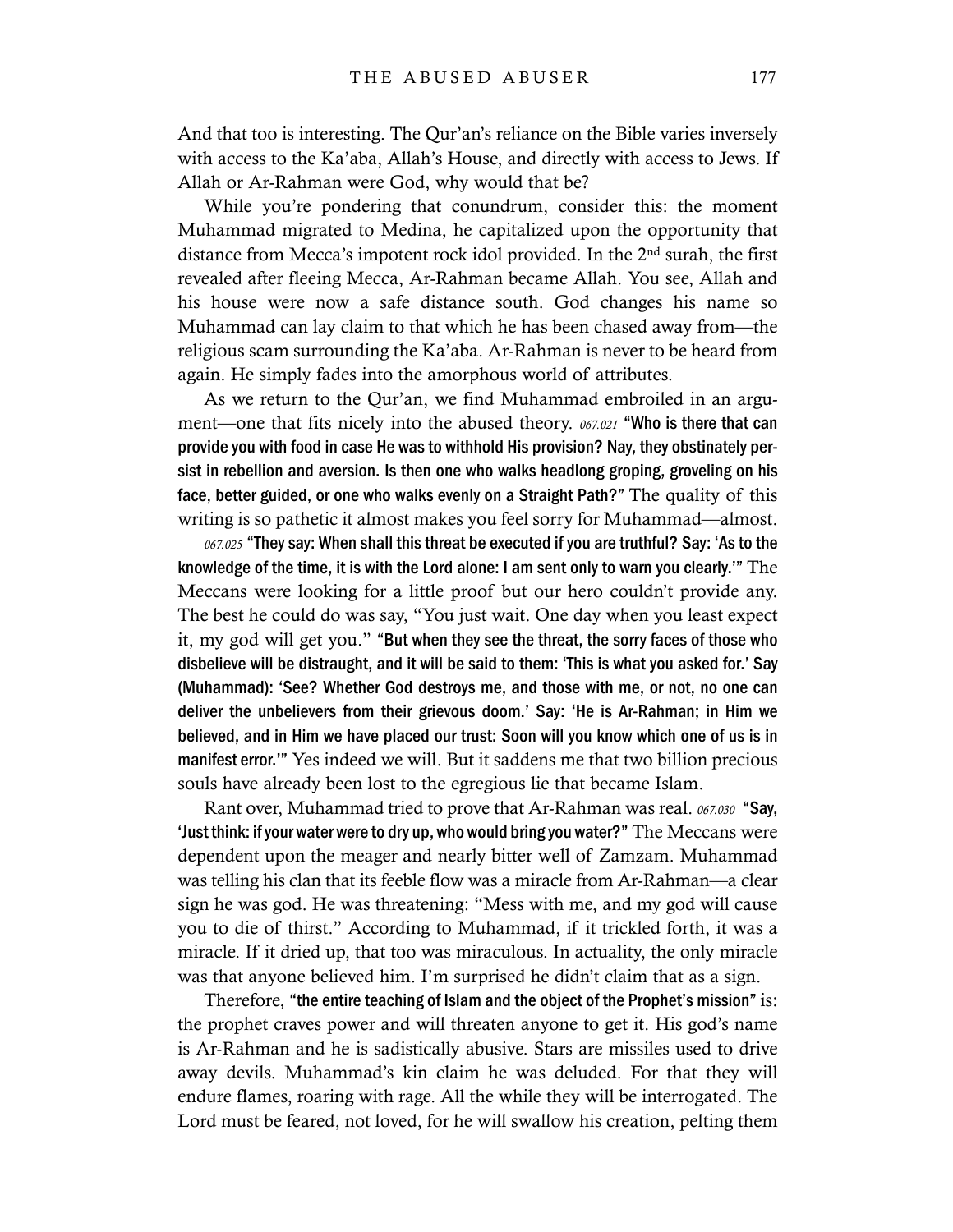And that too is interesting. The Qur'an's reliance on the Bible varies inversely with access to the Ka'aba, Allah's House, and directly with access to Jews. If Allah or Ar-Rahman were God, why would that be?

While you're pondering that conundrum, consider this: the moment Muhammad migrated to Medina, he capitalized upon the opportunity that distance from Mecca's impotent rock idol provided. In the 2nd surah, the first revealed after fleeing Mecca, Ar-Rahman became Allah. You see, Allah and his house were now a safe distance south. God changes his name so Muhammad can lay claim to that which he has been chased away from—the religious scam surrounding the Ka'aba. Ar-Rahman is never to be heard from again. He simply fades into the amorphous world of attributes.

As we return to the Qur'an, we find Muhammad embroiled in an argument—one that fits nicely into the abused theory. *067.021* **"Who is there that can provide you with food in case He was to withhold His provision? Nay, they obstinately persist in rebellion and aversion. Is then one who walks headlong groping, groveling on his face, better guided, or one who walks evenly on a Straight Path?"** The quality of this writing is so pathetic it almost makes you feel sorry for Muhammad—almost.

*067.025* **"They say: When shall this threat be executed if you are truthful? Say: 'As to the knowledge of the time, it is with the Lord alone: I am sent only to warn you clearly.'"** The Meccans were looking for a little proof but our hero couldn't provide any. The best he could do was say, "You just wait. One day when you least expect it, my god will get you." **"But when they see the threat, the sorry faces of those who disbelieve will be distraught, and it will be said to them: 'This is what you asked for.' Say (Muhammad): 'See? Whether God destroys me, and those with me, or not, no one can deliver the unbelievers from their grievous doom.' Say: 'He is Ar-Rahman; in Him we believed, and in Him we have placed our trust: Soon will you know which one of us is in manifest error.'"** Yes indeed we will. But it saddens me that two billion precious souls have already been lost to the egregious lie that became Islam.

Rant over, Muhammad tried to prove that Ar-Rahman was real. *067.030* **"Say, 'Just think: if your water were to dry up, who would bring you water?"** The Meccans were dependent upon the meager and nearly bitter well of Zamzam. Muhammad was telling his clan that its feeble flow was a miracle from Ar-Rahman—a clear sign he was god. He was threatening: "Mess with me, and my god will cause you to die of thirst." According to Muhammad, if it trickled forth, it was a miracle. If it dried up, that too was miraculous. In actuality, the only miracle was that anyone believed him. I'm surprised he didn't claim that as a sign.

Therefore, **"the entire teaching of Islam and the object of the Prophet's mission"** is: the prophet craves power and will threaten anyone to get it. His god's name is Ar-Rahman and he is sadistically abusive. Stars are missiles used to drive away devils. Muhammad's kin claim he was deluded. For that they will endure flames, roaring with rage. All the while they will be interrogated. The Lord must be feared, not loved, for he will swallow his creation, pelting them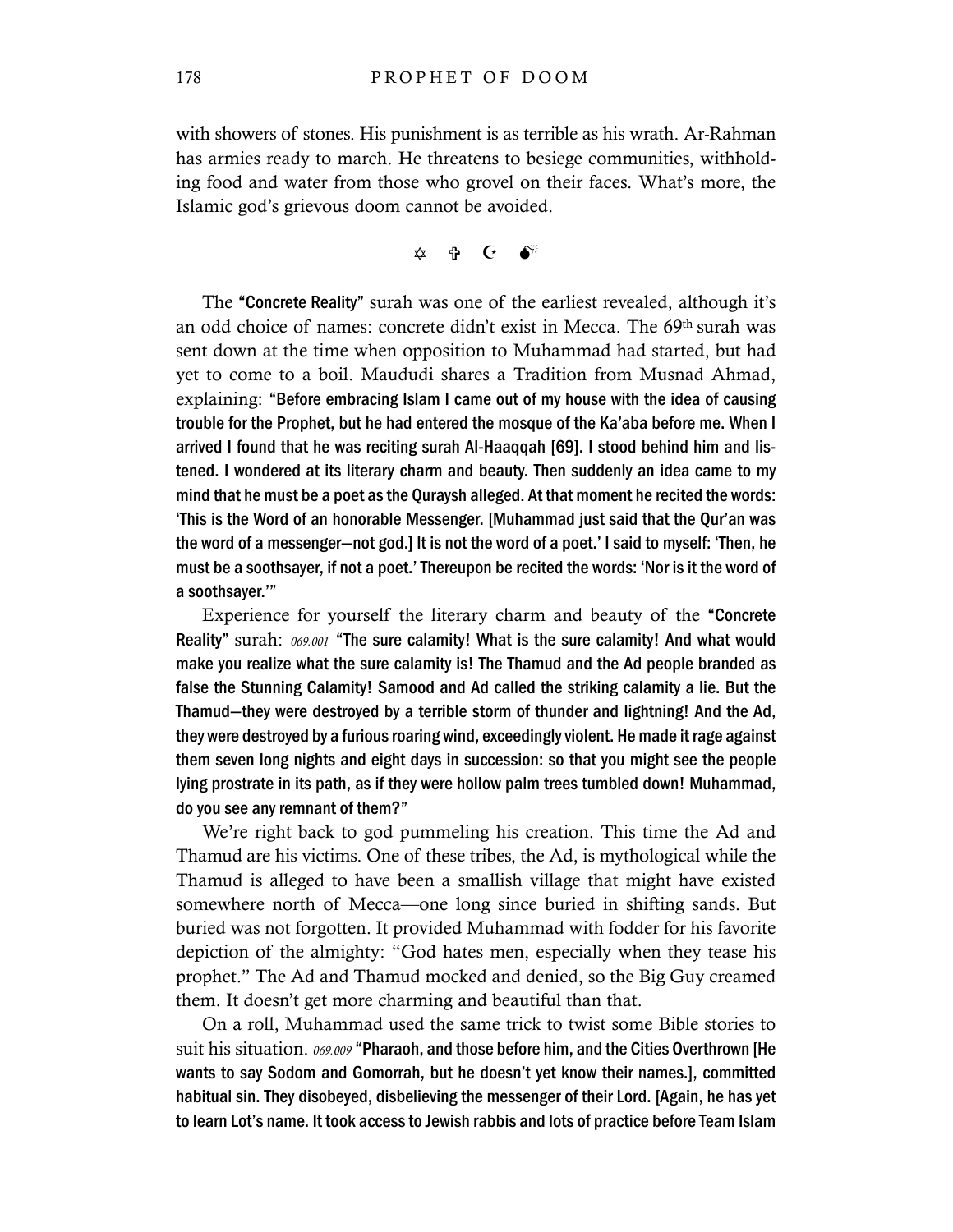with showers of stones. His punishment is as terrible as his wrath. Ar-Rahman has armies ready to march. He threatens to besiege communities, withholding food and water from those who grovel on their faces. What's more, the Islamic god's grievous doom cannot be avoided.

✡ ✞ ☪ 💣

The **"Concrete Reality"** surah was one of the earliest revealed, although it's an odd choice of names: concrete didn't exist in Mecca. The 69th surah was sent down at the time when opposition to Muhammad had started, but had yet to come to a boil. Maududi shares a Tradition from Musnad Ahmad, explaining: **"Before embracing Islam I came out of my house with the idea of causing trouble for the Prophet, but he had entered the mosque of the Ka'aba before me. When I arrived I found that he was reciting surah Al-Haaqqah [69]. I stood behind him and listened. I wondered at its literary charm and beauty. Then suddenly an idea came to my mind that he must be a poet as the Quraysh alleged. At that moment he recited the words: 'This is the Word of an honorable Messenger. [Muhammad just said that the Qur'an was the word of a messenger—not god.] It is not the word of a poet.' I said to myself: 'Then, he must be a soothsayer, if not a poet.' Thereupon be recited the words: 'Nor is it the word of a soothsayer.'"**

Experience for yourself the literary charm and beauty of the **"Concrete Reality"** surah: *069.001* **"The sure calamity! What is the sure calamity! And what would make you realize what the sure calamity is! The Thamud and the Ad people branded as false the Stunning Calamity! Samood and Ad called the striking calamity a lie. But the Thamud—they were destroyed by a terrible storm of thunder and lightning! And the Ad, they were destroyed by a furious roaring wind, exceedingly violent. He made it rage against them seven long nights and eight days in succession: so that you might see the people lying prostrate in its path, as if they were hollow palm trees tumbled down! Muhammad, do you see any remnant of them?"**

We're right back to god pummeling his creation. This time the Ad and Thamud are his victims. One of these tribes, the Ad, is mythological while the Thamud is alleged to have been a smallish village that might have existed somewhere north of Mecca—one long since buried in shifting sands. But buried was not forgotten. It provided Muhammad with fodder for his favorite depiction of the almighty: "God hates men, especially when they tease his prophet." The Ad and Thamud mocked and denied, so the Big Guy creamed them. It doesn't get more charming and beautiful than that.

On a roll, Muhammad used the same trick to twist some Bible stories to suit his situation. *069.009* **"Pharaoh, and those before him, and the Cities Overthrown [He wants to say Sodom and Gomorrah, but he doesn't yet know their names.], committed habitual sin. They disobeyed, disbelieving the messenger of their Lord. [Again, he has yet to learn Lot's name. It took access to Jewish rabbis and lots of practice before Team Islam**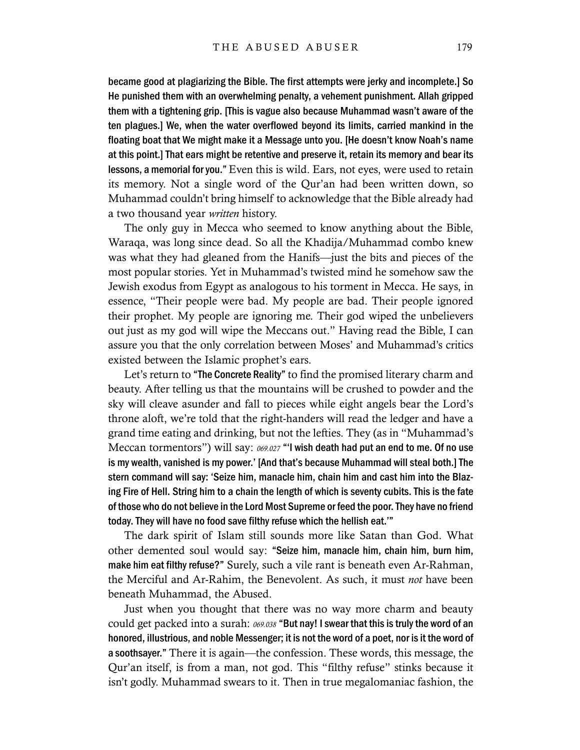**became good at plagiarizing the Bible. The first attempts were jerky and incomplete.] So He punished them with an overwhelming penalty, a vehement punishment. Allah gripped them with a tightening grip. [This is vague also because Muhammad wasn't aware of the ten plagues.] We, when the water overflowed beyond its limits, carried mankind in the floating boat that We might make it a Message unto you. [He doesn't know Noah's name at this point.] That ears might be retentive and preserve it, retain its memory and bear its lessons, a memorial for you."** Even this is wild. Ears, not eyes, were used to retain its memory. Not a single word of the Qur'an had been written down, so Muhammad couldn't bring himself to acknowledge that the Bible already had a two thousand year *written* history.

The only guy in Mecca who seemed to know anything about the Bible, Waraqa, was long since dead. So all the Khadija/Muhammad combo knew was what they had gleaned from the Hanifs—just the bits and pieces of the most popular stories. Yet in Muhammad's twisted mind he somehow saw the Jewish exodus from Egypt as analogous to his torment in Mecca. He says, in essence, "Their people were bad. My people are bad. Their people ignored their prophet. My people are ignoring me. Their god wiped the unbelievers out just as my god will wipe the Meccans out." Having read the Bible, I can assure you that the only correlation between Moses' and Muhammad's critics existed between the Islamic prophet's ears.

Let's return to **"The Concrete Reality"** to find the promised literary charm and beauty. After telling us that the mountains will be crushed to powder and the sky will cleave asunder and fall to pieces while eight angels bear the Lord's throne aloft, we're told that the right-handers will read the ledger and have a grand time eating and drinking, but not the lefties. They (as in "Muhammad's Meccan tormentors") will say: *069.027* **"'I wish death had put an end to me. Of no use is my wealth, vanished is my power.' [And that's because Muhammad will steal both.] The stern command will say: 'Seize him, manacle him, chain him and cast him into the Blazing Fire of Hell. String him to a chain the length of which is seventy cubits. This is the fate of those who do not believe in the Lord Most Supreme or feed the poor. They have no friend today. They will have no food save filthy refuse which the hellish eat.'"**

The dark spirit of Islam still sounds more like Satan than God. What other demented soul would say: **"Seize him, manacle him, chain him, burn him, make him eat filthy refuse?"** Surely, such a vile rant is beneath even Ar-Rahman, the Merciful and Ar-Rahim, the Benevolent. As such, it must *not* have been beneath Muhammad, the Abused.

Just when you thought that there was no way more charm and beauty could get packed into a surah: *069.038* **"But nay! I swear that this is truly the word of an honored, illustrious, and noble Messenger; it is not the word of a poet, nor is it the word of a soothsayer."** There it is again—the confession. These words, this message, the Qur'an itself, is from a man, not god. This "filthy refuse" stinks because it isn't godly. Muhammad swears to it. Then in true megalomaniac fashion, the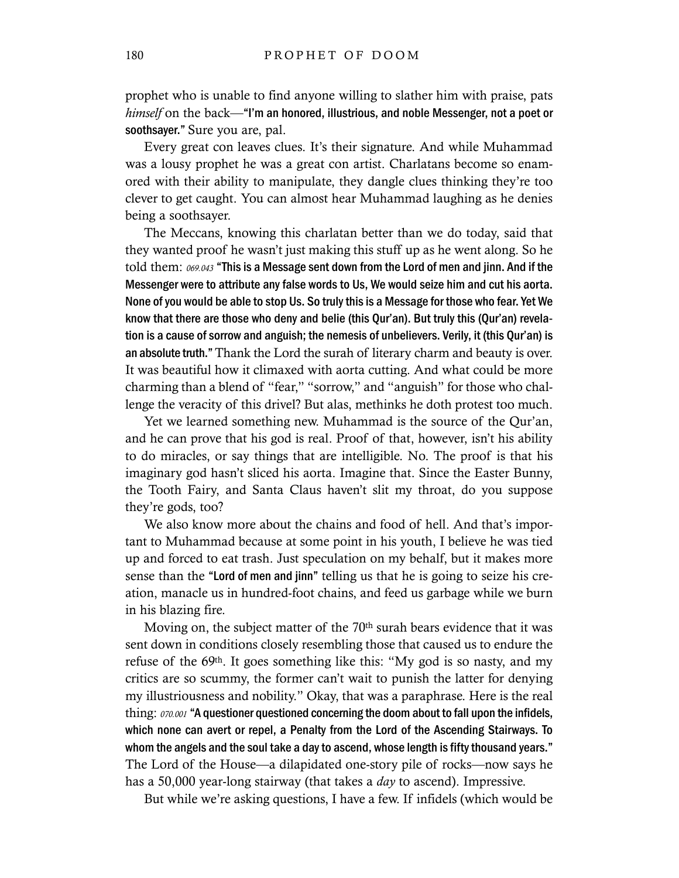prophet who is unable to find anyone willing to slather him with praise, pats *himself* on the back—**"I'm an honored, illustrious, and noble Messenger, not a poet or soothsayer."** Sure you are, pal.

Every great con leaves clues. It's their signature. And while Muhammad was a lousy prophet he was a great con artist. Charlatans become so enamored with their ability to manipulate, they dangle clues thinking they're too clever to get caught. You can almost hear Muhammad laughing as he denies being a soothsayer.

The Meccans, knowing this charlatan better than we do today, said that they wanted proof he wasn't just making this stuff up as he went along. So he told them: *069.043* **"This is a Message sent down from the Lord of men and jinn. And if the Messenger were to attribute any false words to Us, We would seize him and cut his aorta. None of you would be able to stop Us. So truly this is a Message for those who fear. Yet We know that there are those who deny and belie (this Qur'an). But truly this (Qur'an) revelation is a cause of sorrow and anguish; the nemesis of unbelievers. Verily, it (this Qur'an) is an absolute truth."** Thank the Lord the surah of literary charm and beauty is over. It was beautiful how it climaxed with aorta cutting. And what could be more charming than a blend of "fear," "sorrow," and "anguish" for those who challenge the veracity of this drivel? But alas, methinks he doth protest too much.

Yet we learned something new. Muhammad is the source of the Qur'an, and he can prove that his god is real. Proof of that, however, isn't his ability to do miracles, or say things that are intelligible. No. The proof is that his imaginary god hasn't sliced his aorta. Imagine that. Since the Easter Bunny, the Tooth Fairy, and Santa Claus haven't slit my throat, do you suppose they're gods, too?

We also know more about the chains and food of hell. And that's important to Muhammad because at some point in his youth, I believe he was tied up and forced to eat trash. Just speculation on my behalf, but it makes more sense than the **"Lord of men and jinn"** telling us that he is going to seize his creation, manacle us in hundred-foot chains, and feed us garbage while we burn in his blazing fire.

Moving on, the subject matter of the 70th surah bears evidence that it was sent down in conditions closely resembling those that caused us to endure the refuse of the 69th. It goes something like this: "My god is so nasty, and my critics are so scummy, the former can't wait to punish the latter for denying my illustriousness and nobility." Okay, that was a paraphrase. Here is the real thing: *070.001* **"A questioner questioned concerning the doom about to fall upon the infidels, which none can avert or repel, a Penalty from the Lord of the Ascending Stairways. To whom the angels and the soul take a day to ascend, whose length is fifty thousand years."** The Lord of the House—a dilapidated one-story pile of rocks—now says he has a 50,000 year-long stairway (that takes a *day* to ascend). Impressive.

But while we're asking questions, I have a few. If infidels (which would be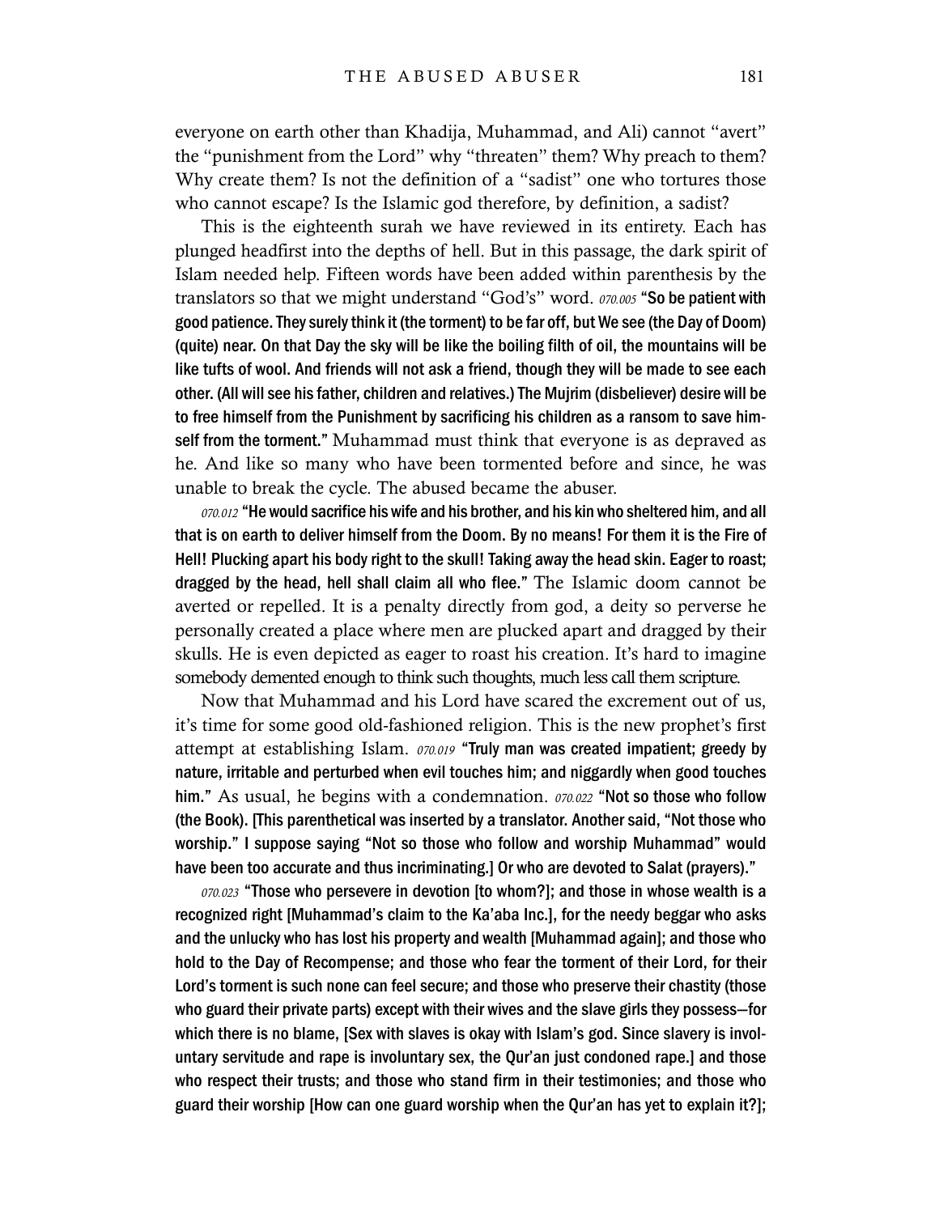everyone on earth other than Khadija, Muhammad, and Ali) cannot "avert" the "punishment from the Lord" why "threaten" them? Why preach to them? Why create them? Is not the definition of a "sadist" one who tortures those who cannot escape? Is the Islamic god therefore, by definition, a sadist?

This is the eighteenth surah we have reviewed in its entirety. Each has plunged headfirst into the depths of hell. But in this passage, the dark spirit of Islam needed help. Fifteen words have been added within parenthesis by the translators so that we might understand "God's" word. *070.005* **"So be patient with good patience. They surely think it (the torment) to be far off, but We see (the Day of Doom) (quite) near. On that Day the sky will be like the boiling filth of oil, the mountains will be like tufts of wool. And friends will not ask a friend, though they will be made to see each other. (All will see his father, children and relatives.) The Mujrim (disbeliever) desire will be to free himself from the Punishment by sacrificing his children as a ransom to save himself from the torment."** Muhammad must think that everyone is as depraved as he. And like so many who have been tormented before and since, he was unable to break the cycle. The abused became the abuser.

*070.012* **"He would sacrifice his wife and his brother, and his kin who sheltered him, and all that is on earth to deliver himself from the Doom. By no means! For them it is the Fire of Hell! Plucking apart his body right to the skull! Taking away the head skin. Eager to roast; dragged by the head, hell shall claim all who flee."** The Islamic doom cannot be averted or repelled. It is a penalty directly from god, a deity so perverse he personally created a place where men are plucked apart and dragged by their skulls. He is even depicted as eager to roast his creation. It's hard to imagine somebody demented enough to think such thoughts, much less call them scripture.

Now that Muhammad and his Lord have scared the excrement out of us, it's time for some good old-fashioned religion. This is the new prophet's first attempt at establishing Islam. *070.019* **"Truly man was created impatient; greedy by nature, irritable and perturbed when evil touches him; and niggardly when good touches him."** As usual, he begins with a condemnation. *070.022* **"Not so those who follow (the Book). [This parenthetical was inserted by a translator. Another said, "Not those who worship." I suppose saying "Not so those who follow and worship Muhammad" would have been too accurate and thus incriminating.] Or who are devoted to Salat (prayers)."**

*070.023* **"Those who persevere in devotion [to whom?]; and those in whose wealth is a recognized right [Muhammad's claim to the Ka'aba Inc.], for the needy beggar who asks and the unlucky who has lost his property and wealth [Muhammad again]; and those who hold to the Day of Recompense; and those who fear the torment of their Lord, for their Lord's torment is such none can feel secure; and those who preserve their chastity (those who guard their private parts) except with their wives and the slave girls they possess—for which there is no blame, [Sex with slaves is okay with Islam's god. Since slavery is involuntary servitude and rape is involuntary sex, the Qur'an just condoned rape.] and those who respect their trusts; and those who stand firm in their testimonies; and those who guard their worship [How can one guard worship when the Qur'an has yet to explain it?];**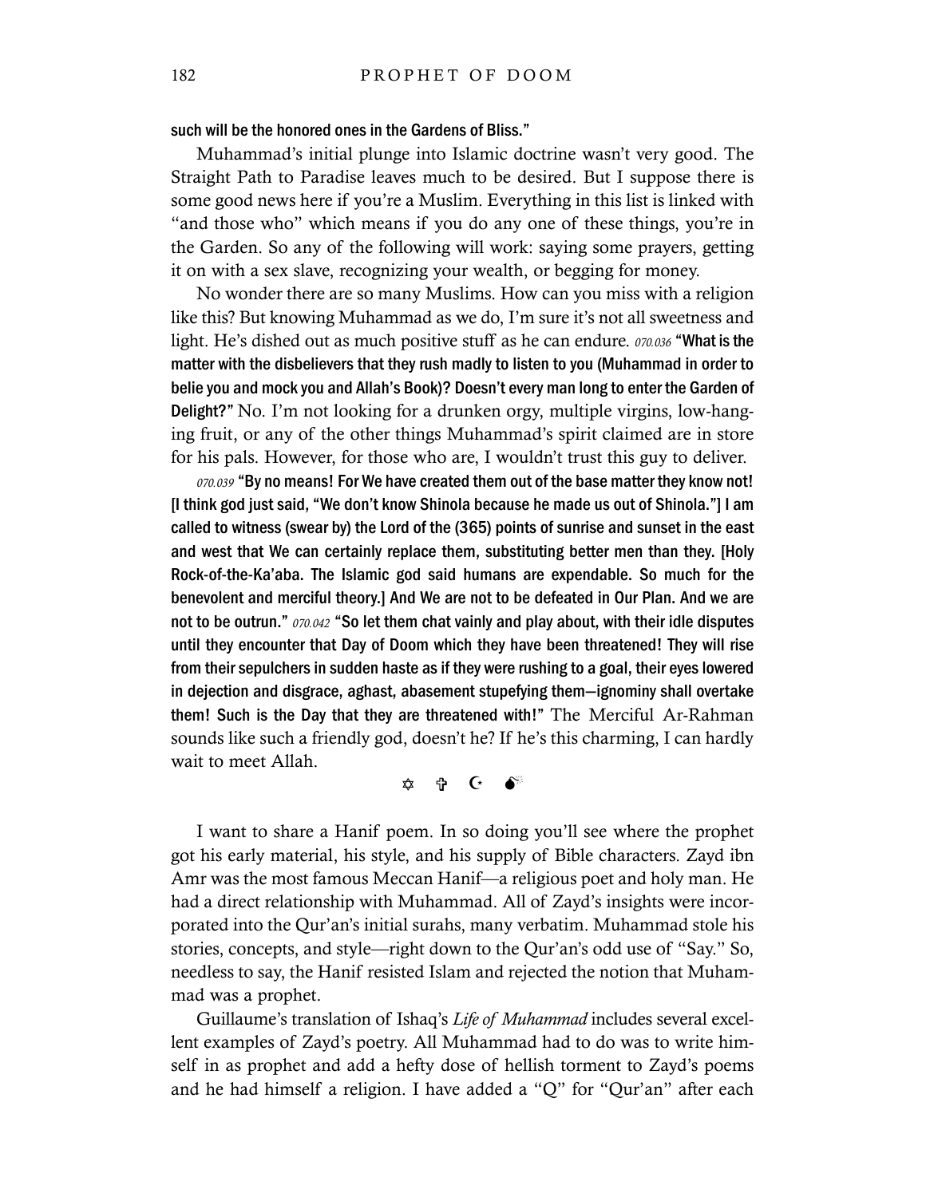**such will be the honored ones in the Gardens of Bliss."**

Muhammad's initial plunge into Islamic doctrine wasn't very good. The Straight Path to Paradise leaves much to be desired. But I suppose there is some good news here if you're a Muslim. Everything in this list is linked with "and those who" which means if you do any one of these things, you're in the Garden. So any of the following will work: saying some prayers, getting it on with a sex slave, recognizing your wealth, or begging for money.

No wonder there are so many Muslims. How can you miss with a religion like this? But knowing Muhammad as we do, I'm sure it's not all sweetness and light. He's dished out as much positive stuff as he can endure. *070.036* **"What is the matter with the disbelievers that they rush madly to listen to you (Muhammad in order to belie you and mock you and Allah's Book)? Doesn't every man long to enter the Garden of Delight?"** No. I'm not looking for a drunken orgy, multiple virgins, low-hanging fruit, or any of the other things Muhammad's spirit claimed are in store for his pals. However, for those who are, I wouldn't trust this guy to deliver.

*070.039* **"By no means! For We have created them out of the base matter they know not! [I think god just said, "We don't know Shinola because he made us out of Shinola."] I am called to witness (swear by) the Lord of the (365) points of sunrise and sunset in the east and west that We can certainly replace them, substituting better men than they. [Holy Rock-of-the-Ka'aba. The Islamic god said humans are expendable. So much for the benevolent and merciful theory.] And We are not to be defeated in Our Plan. And we are not to be outrun."** *070.042* **"So let them chat vainly and play about, with their idle disputes until they encounter that Day of Doom which they have been threatened! They will rise from their sepulchers in sudden haste as if they were rushing to a goal, their eyes lowered in dejection and disgrace, aghast, abasement stupefying them—ignominy shall overtake them! Such is the Day that they are threatened with!"** The Merciful Ar-Rahman sounds like such a friendly god, doesn't he? If he's this charming, I can hardly wait to meet Allah.

✡ ✞ ☪ 💣

I want to share a Hanif poem. In so doing you'll see where the prophet got his early material, his style, and his supply of Bible characters. Zayd ibn Amr was the most famous Meccan Hanif—a religious poet and holy man. He had a direct relationship with Muhammad. All of Zayd's insights were incorporated into the Qur'an's initial surahs, many verbatim. Muhammad stole his stories, concepts, and style—right down to the Qur'an's odd use of "Say." So, needless to say, the Hanif resisted Islam and rejected the notion that Muhammad was a prophet.

Guillaume's translation of Ishaq's *Life of Muhammad* includes several excellent examples of Zayd's poetry. All Muhammad had to do was to write himself in as prophet and add a hefty dose of hellish torment to Zayd's poems and he had himself a religion. I have added a "Q" for "Qur'an" after each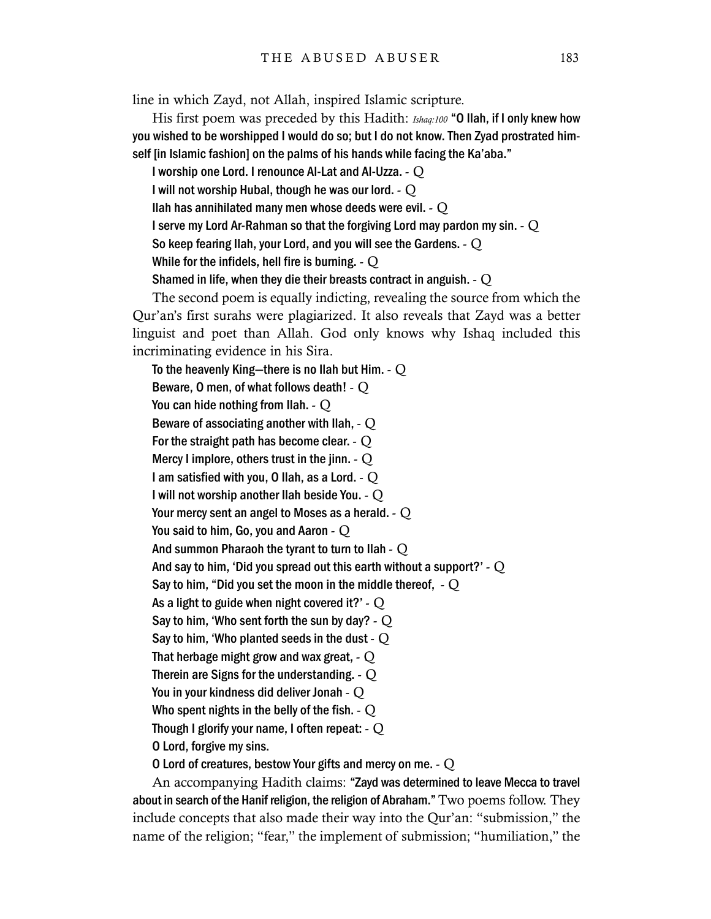line in which Zayd, not Allah, inspired Islamic scripture.

His first poem was preceded by this Hadith: *Ishaq:100* **"O Ilah, if I only knew how you wished to be worshipped I would do so; but I do not know. Then Zyad prostrated himself [in Islamic fashion] on the palms of his hands while facing the Ka'aba."**

**I worship one Lord. I renounce Al-Lat and Al-Uzza.** - Q
**I will not worship Hubal, though he was our lord.** - Q
**Ilah has annihilated many men whose deeds were evil.** - Q
**I serve my Lord Ar-Rahman so that the forgiving Lord may pardon my sin.** - Q
**So keep fearing Ilah, your Lord, and you will see the Gardens.** - Q
**While for the infidels, hell fire is burning.** - Q
**Shamed in life, when they die their breasts contract in anguish.** - Q

The second poem is equally indicting, revealing the source from which the Qur'an's first surahs were plagiarized. It also reveals that Zayd was a better linguist and poet than Allah. God only knows why Ishaq included this incriminating evidence in his Sira.

**To the heavenly King—there is no Ilah but Him.** - Q
**Beware, O men, of what follows death!** - Q
**You can hide nothing from Ilah.** - Q
**Beware of associating another with Ilah,** - Q
**For the straight path has become clear.** - Q
**Mercy I implore, others trust in the jinn.** - Q
**I am satisfied with you, O Ilah, as a Lord.** - Q
**I will not worship another Ilah beside You.** - Q
**Your mercy sent an angel to Moses as a herald.** - Q
**You said to him, Go, you and Aaron** - Q
**And summon Pharaoh the tyrant to turn to Ilah** - Q
**And say to him, 'Did you spread out this earth without a support?'** - Q
**Say to him, "Did you set the moon in the middle thereof,** - Q
**As a light to guide when night covered it?'** - Q
**Say to him, 'Who sent forth the sun by day?** - Q
**Say to him, 'Who planted seeds in the dust** - Q
**That herbage might grow and wax great,** - Q
**Therein are Signs for the understanding.** - Q
**You in your kindness did deliver Jonah** - Q
**Who spent nights in the belly of the fish.** - Q
**Though I glorify your name, I often repeat:** - Q
**O Lord, forgive my sins.**
**O Lord of creatures, bestow Your gifts and mercy on me.** - Q

An accompanying Hadith claims: **"Zayd was determined to leave Mecca to travel about in search of the Hanif religion, the religion of Abraham."** Two poems follow. They include concepts that also made their way into the Qur'an: "submission," the name of the religion; "fear," the implement of submission; "humiliation," the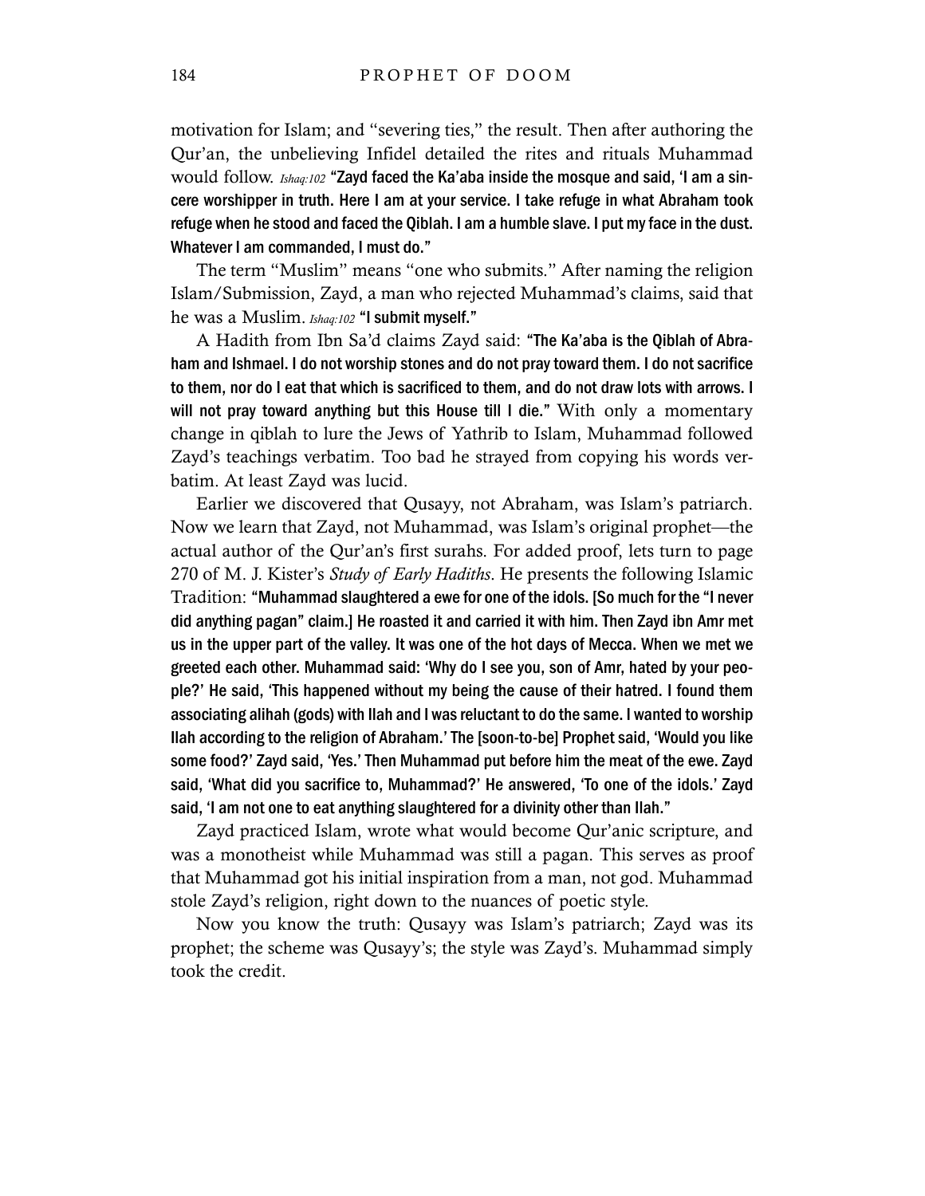motivation for Islam; and "severing ties," the result. Then after authoring the Qur'an, the unbelieving Infidel detailed the rites and rituals Muhammad would follow. *Ishaq:102* **"Zayd faced the Ka'aba inside the mosque and said, 'I am a sincere worshipper in truth. Here I am at your service. I take refuge in what Abraham took refuge when he stood and faced the Qiblah. I am a humble slave. I put my face in the dust. Whatever I am commanded, I must do."**

The term "Muslim" means "one who submits." After naming the religion Islam/Submission, Zayd, a man who rejected Muhammad's claims, said that he was a Muslim. *Ishaq:102* **"I submit myself."**

A Hadith from Ibn Sa'd claims Zayd said: **"The Ka'aba is the Qiblah of Abraham and Ishmael. I do not worship stones and do not pray toward them. I do not sacrifice to them, nor do I eat that which is sacrificed to them, and do not draw lots with arrows. I will not pray toward anything but this House till I die."** With only a momentary change in qiblah to lure the Jews of Yathrib to Islam, Muhammad followed Zayd's teachings verbatim. Too bad he strayed from copying his words verbatim. At least Zayd was lucid.

Earlier we discovered that Qusayy, not Abraham, was Islam's patriarch. Now we learn that Zayd, not Muhammad, was Islam's original prophet—the actual author of the Qur'an's first surahs. For added proof, lets turn to page 270 of M. J. Kister's *Study of Early Hadiths*. He presents the following Islamic Tradition: **"Muhammad slaughtered a ewe for one of the idols. [So much for the "I never did anything pagan" claim.] He roasted it and carried it with him. Then Zayd ibn Amr met us in the upper part of the valley. It was one of the hot days of Mecca. When we met we greeted each other. Muhammad said: 'Why do I see you, son of Amr, hated by your people?' He said, 'This happened without my being the cause of their hatred. I found them associating alihah (gods) with Ilah and I was reluctant to do the same. I wanted to worship Ilah according to the religion of Abraham.' The [soon-to-be] Prophet said, 'Would you like some food?' Zayd said, 'Yes.' Then Muhammad put before him the meat of the ewe. Zayd said, 'What did you sacrifice to, Muhammad?' He answered, 'To one of the idols.' Zayd said, 'I am not one to eat anything slaughtered for a divinity other than Ilah."**

Zayd practiced Islam, wrote what would become Qur'anic scripture, and was a monotheist while Muhammad was still a pagan. This serves as proof that Muhammad got his initial inspiration from a man, not god. Muhammad stole Zayd's religion, right down to the nuances of poetic style.

Now you know the truth: Qusayy was Islam's patriarch; Zayd was its prophet; the scheme was Qusayy's; the style was Zayd's. Muhammad simply took the credit.